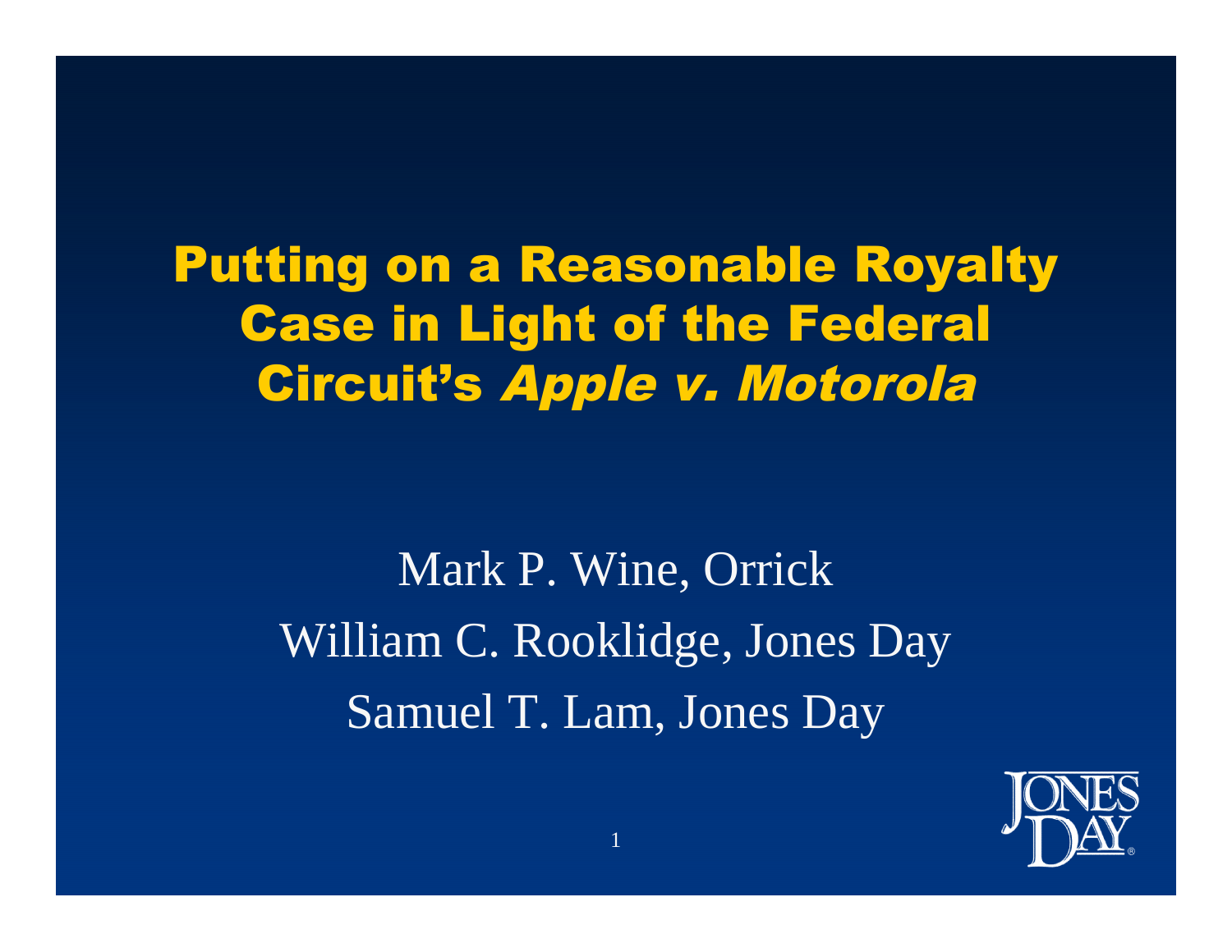# Putting on a Reasonable Royalty Case in Light of the Federal Circuit's *Apple v. Motorola*

Mark P. Wine, Orrick

William C. Rooklidge, Jones Day

Samuel T. Lam, Jones Day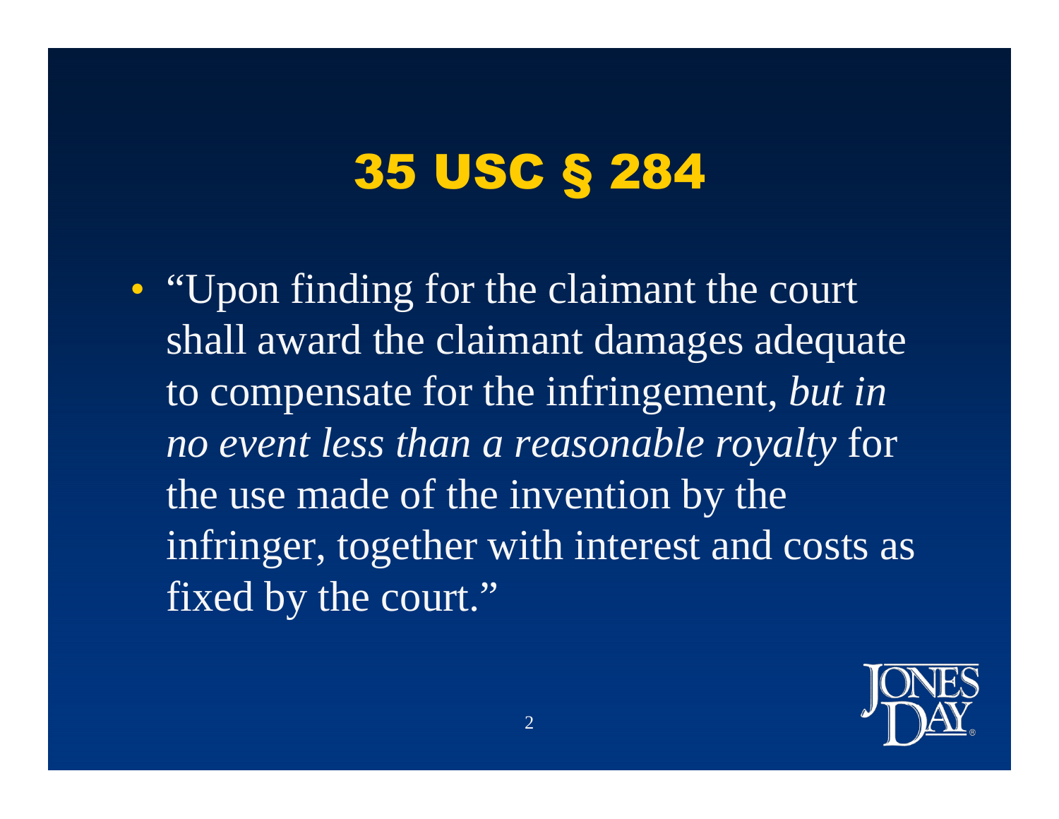# 35 USC § 284

- "Upon finding for the claimant the court shall award the claimant damages adequate to compensate for the infringement, *but in no event less than a reasonable royalty* for the use made of the invention by the infringer, together with interest and costs as fixed by the court."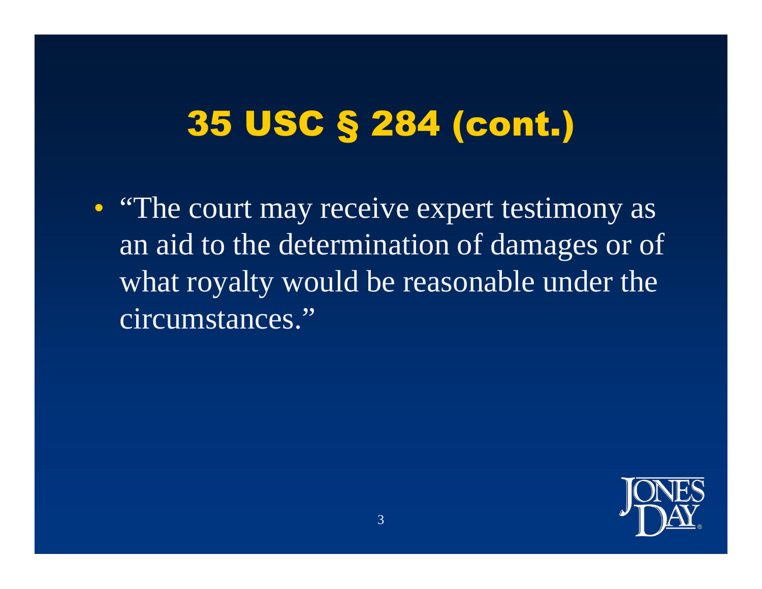# 35 USC § 284 (cont.)

- "The court may receive expert testimony as an aid to the determination of damages or of what royalty would be reasonable under the circumstances."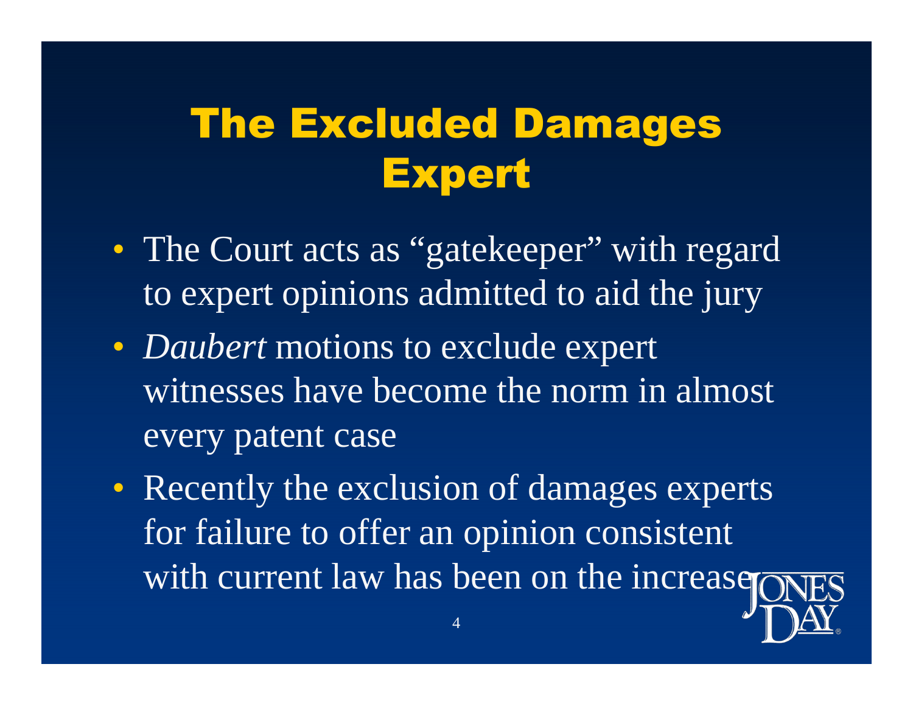# The Excluded Damages Expert

- The Court acts as "gatekeeper" with regard to expert opinions admitted to aid the jury
- *Daubert* motions to exclude expert witnesses have become the norm in almost every patent case
- Recently the exclusion of damages experts for failure to offer an opinion consistent with current law has been on the increase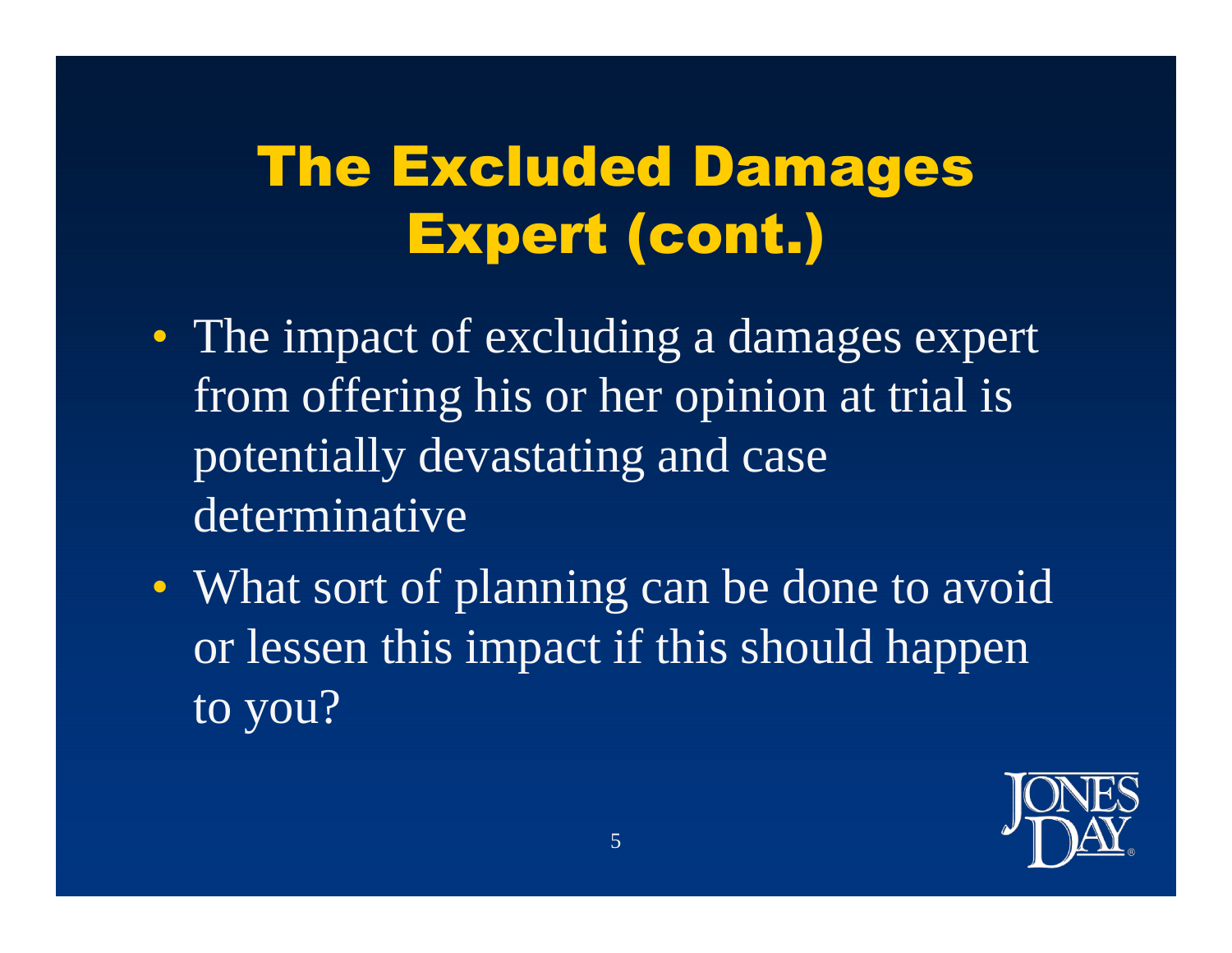# The Excluded Damages Expert (cont.)

- The impact of excluding a damages expert from offering his or her opinion at trial is potentially devastating and case determinative
- What sort of planning can be done to avoid or lessen this impact if this should happen to you?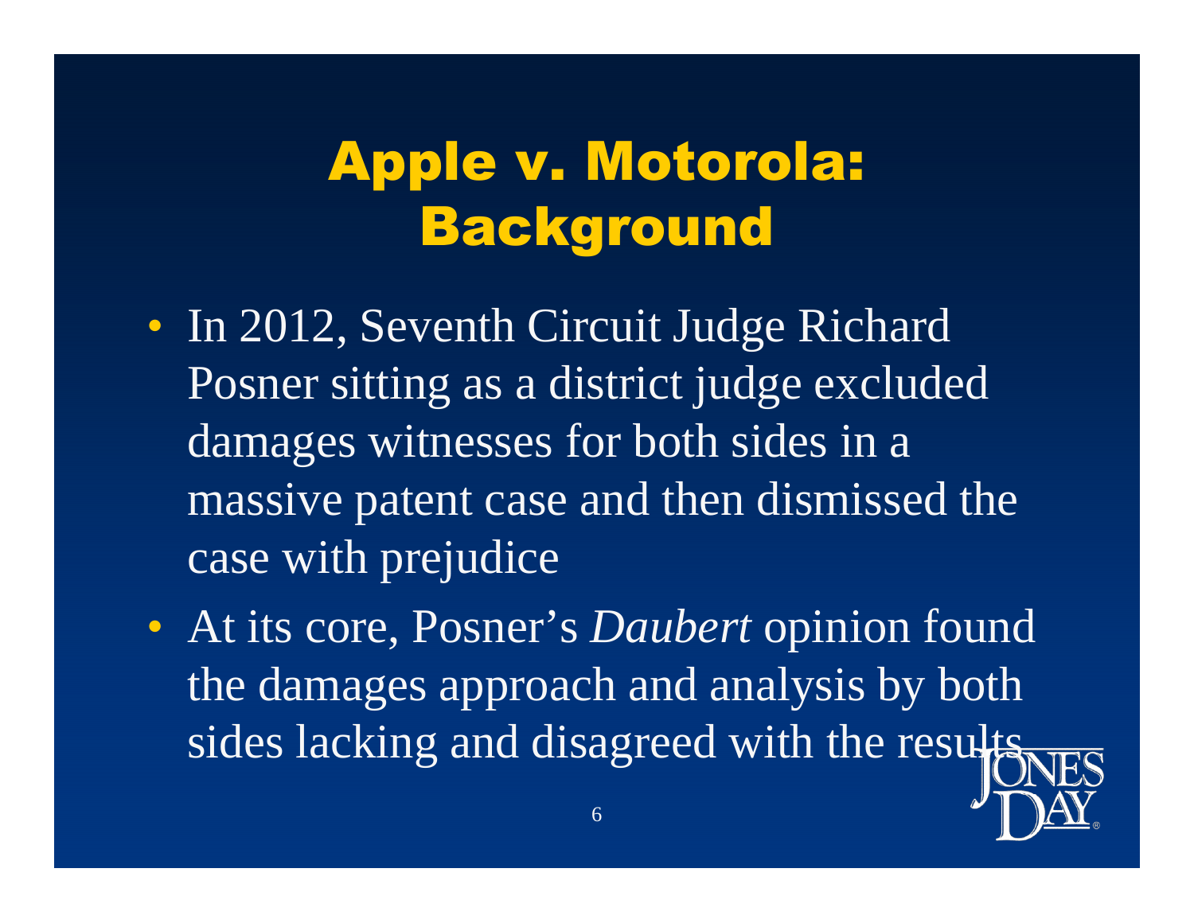# Apple v. Motorola: Background

- In 2012, Seventh Circuit Judge Richard Posner sitting as a district judge excluded damages witnesses for both sides in a massive patent case and then dismissed the case with prejudice
- At its core, Posner's *Daubert* opinion found the damages approach and analysis by both sides lacking and disagreed with the results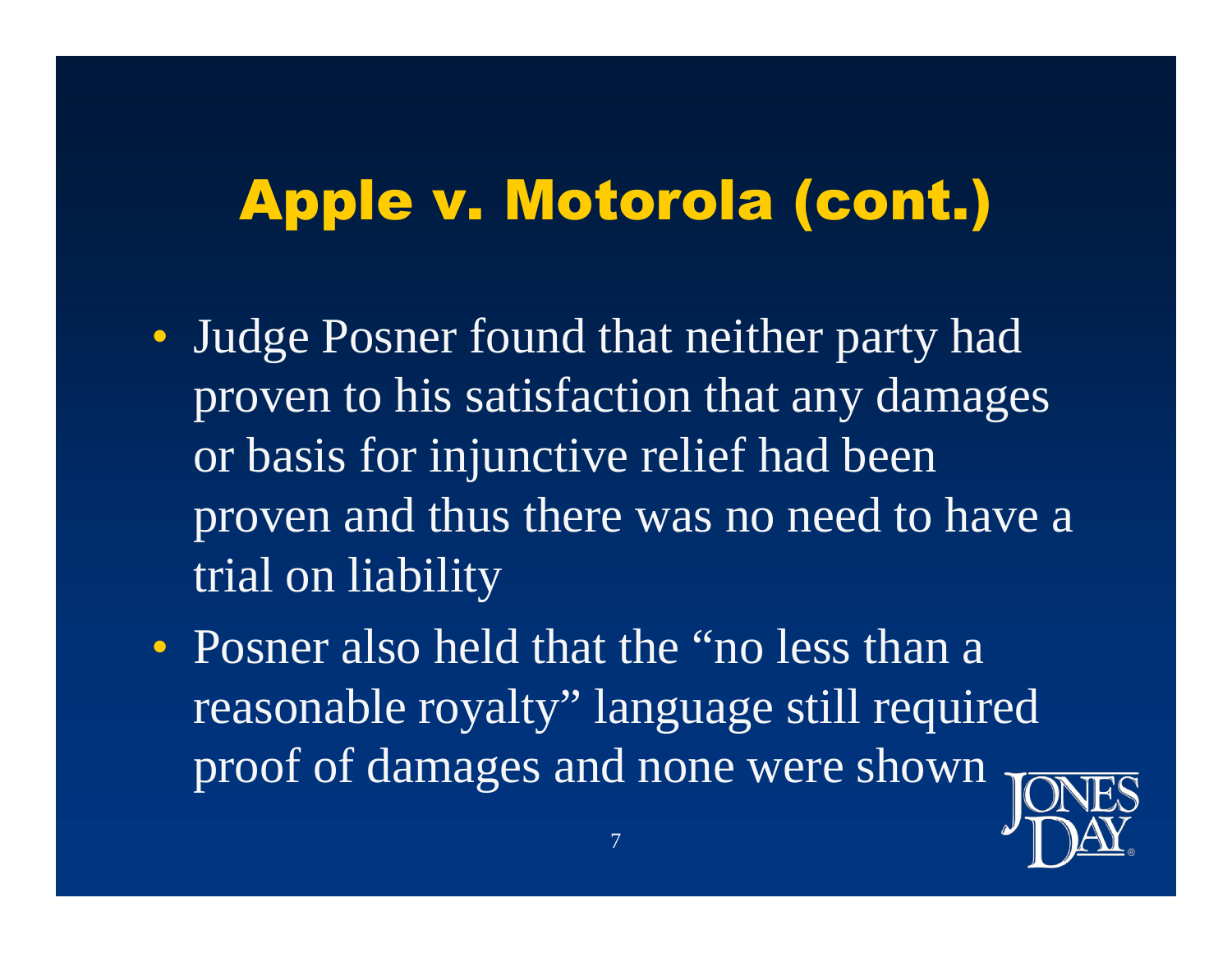# Apple v. Motorola (cont.)

- Judge Posner found that neither party had proven to his satisfaction that any damages or basis for injunctive relief had been proven and thus there was no need to have a trial on liability
- Posner also held that the "no less than a reasonable royalty" language still required proof of damages and none were shown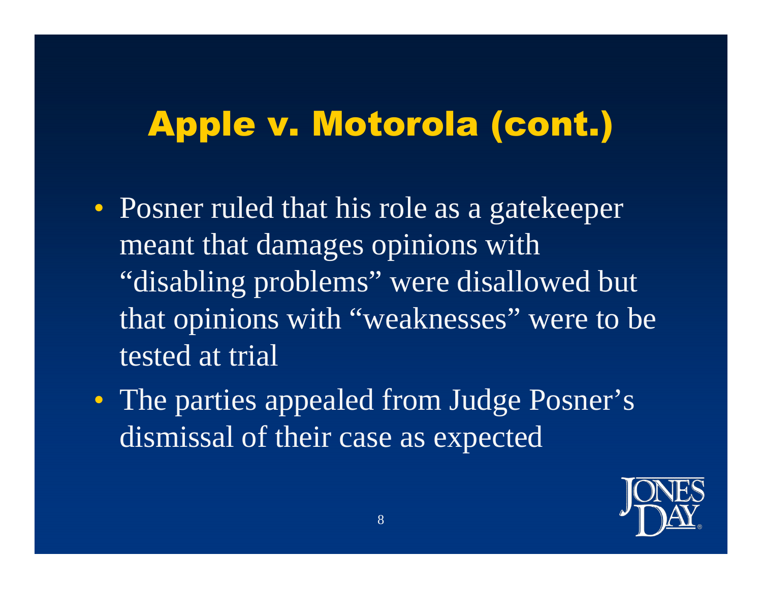# Apple v. Motorola (cont.)

- Posner ruled that his role as a gatekeeper meant that damages opinions with "disabling problems" were disallowed but that opinions with "weaknesses" were to be tested at trial
- The parties appealed from Judge Posner's dismissal of their case as expected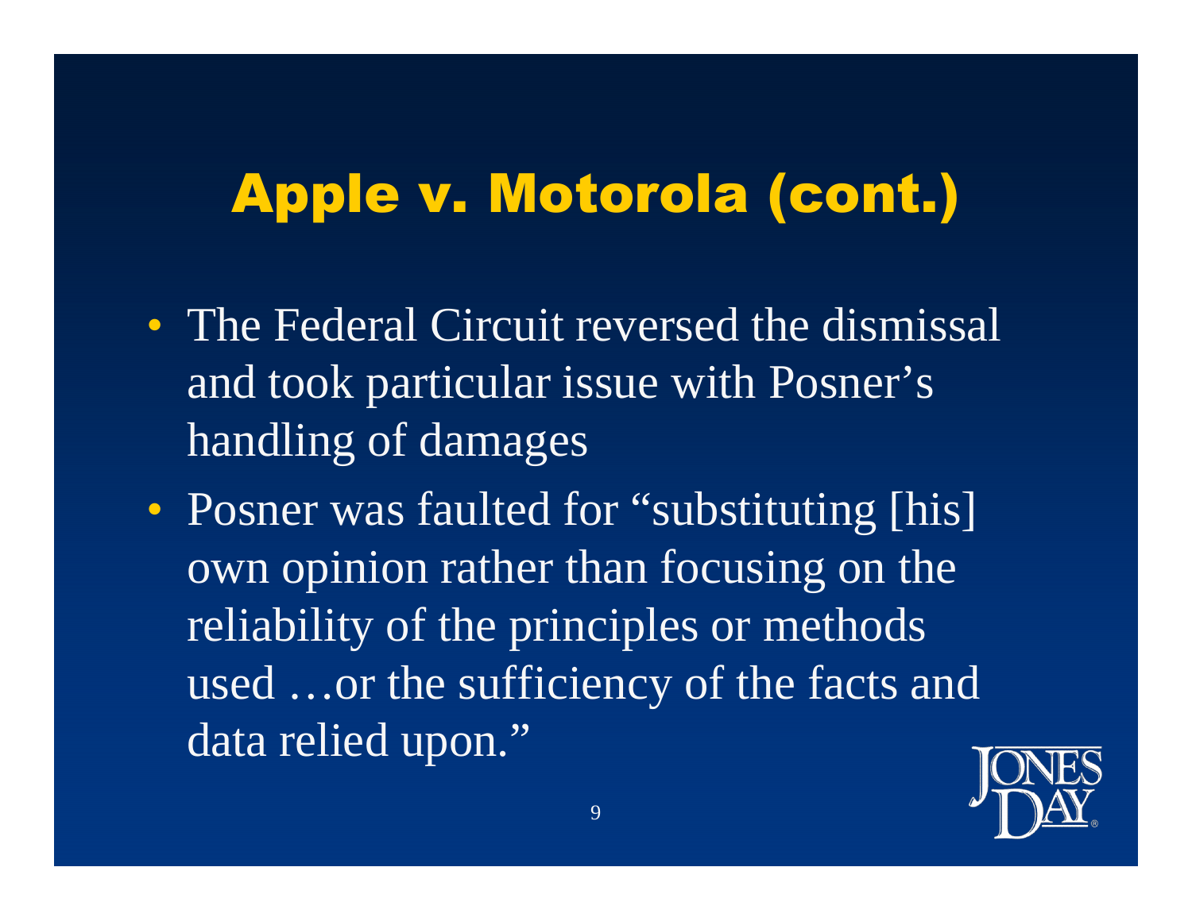# Apple v. Motorola (cont.)

- The Federal Circuit reversed the dismissal and took particular issue with Posner's handling of damages
- Posner was faulted for "substituting [his] own opinion rather than focusing on the reliability of the principles or methods used …or the sufficiency of the facts and data relied upon."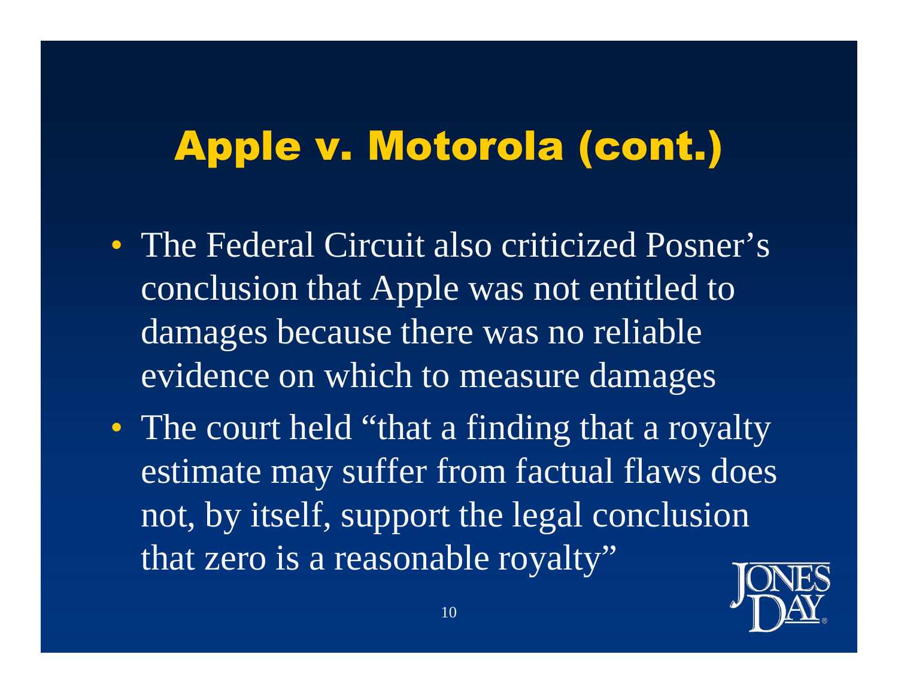# Apple v. Motorola (cont.)

- The Federal Circuit also criticized Posner's conclusion that Apple was not entitled to damages because there was no reliable evidence on which to measure damages
- The court held "that a finding that a royalty estimate may suffer from factual flaws does not, by itself, support the legal conclusion that zero is a reasonable royalty"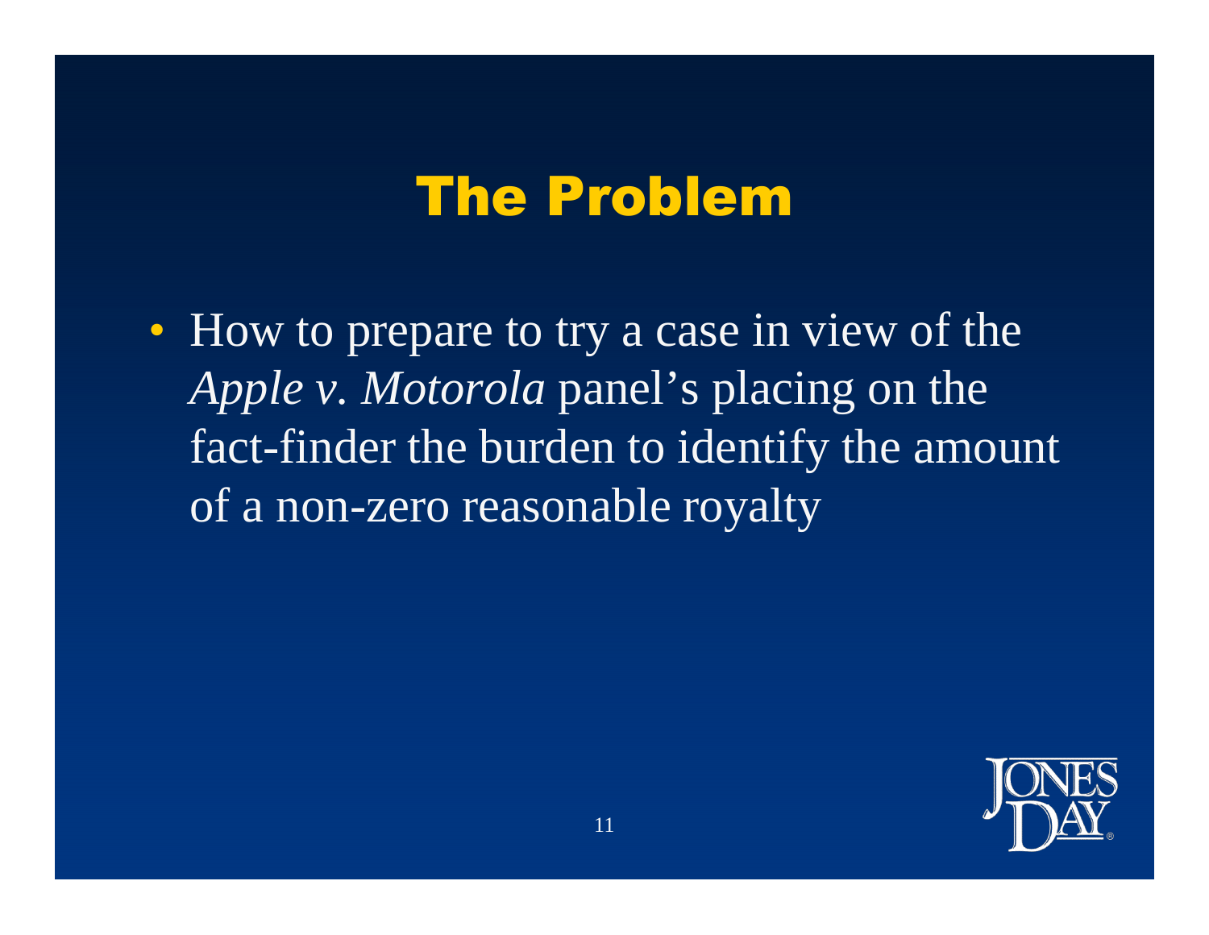# The Problem

- How to prepare to try a case in view of the *Apple v. Motorola* panel's placing on the fact-finder the burden to identify the amount of a non-zero reasonable royalty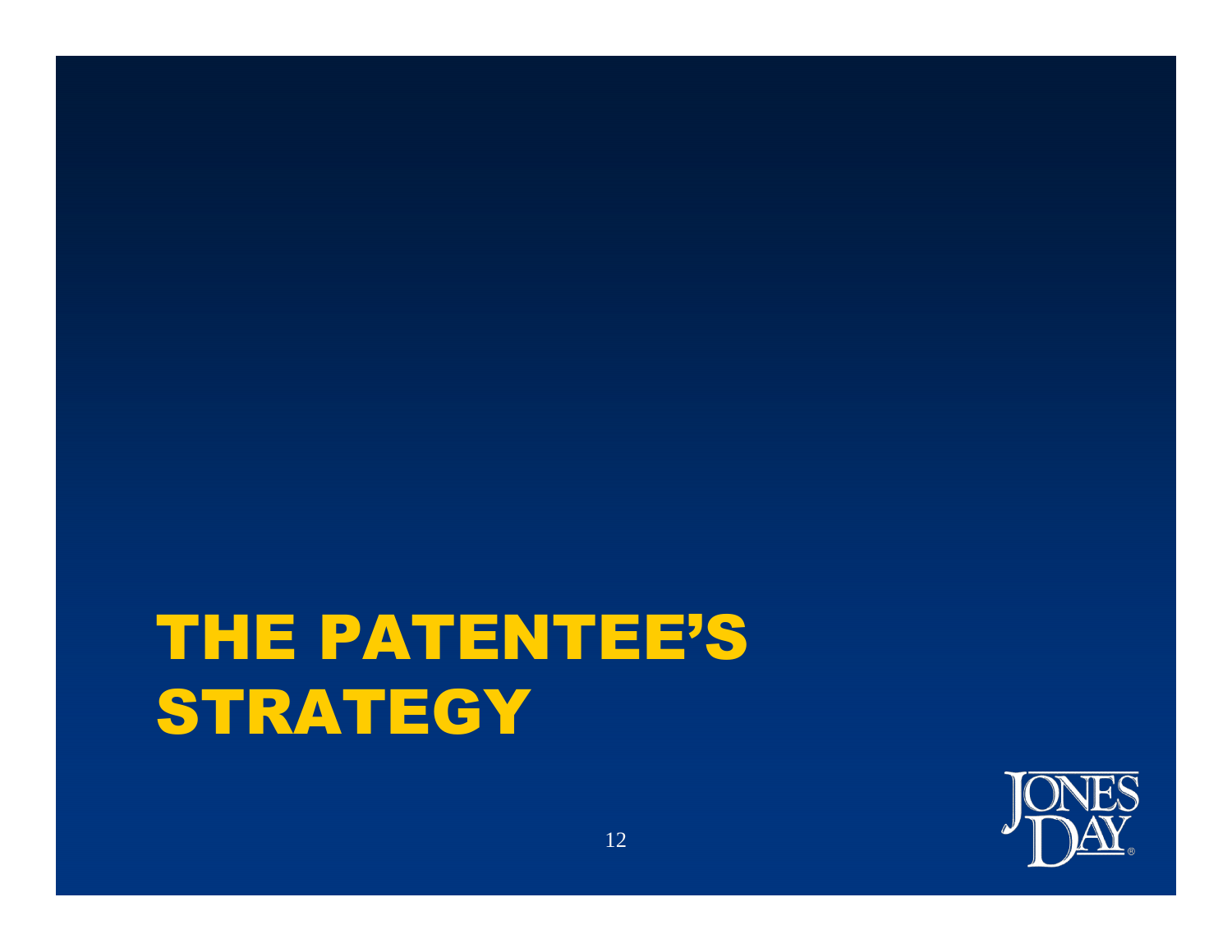# THE PATENTEE'S STRATEGY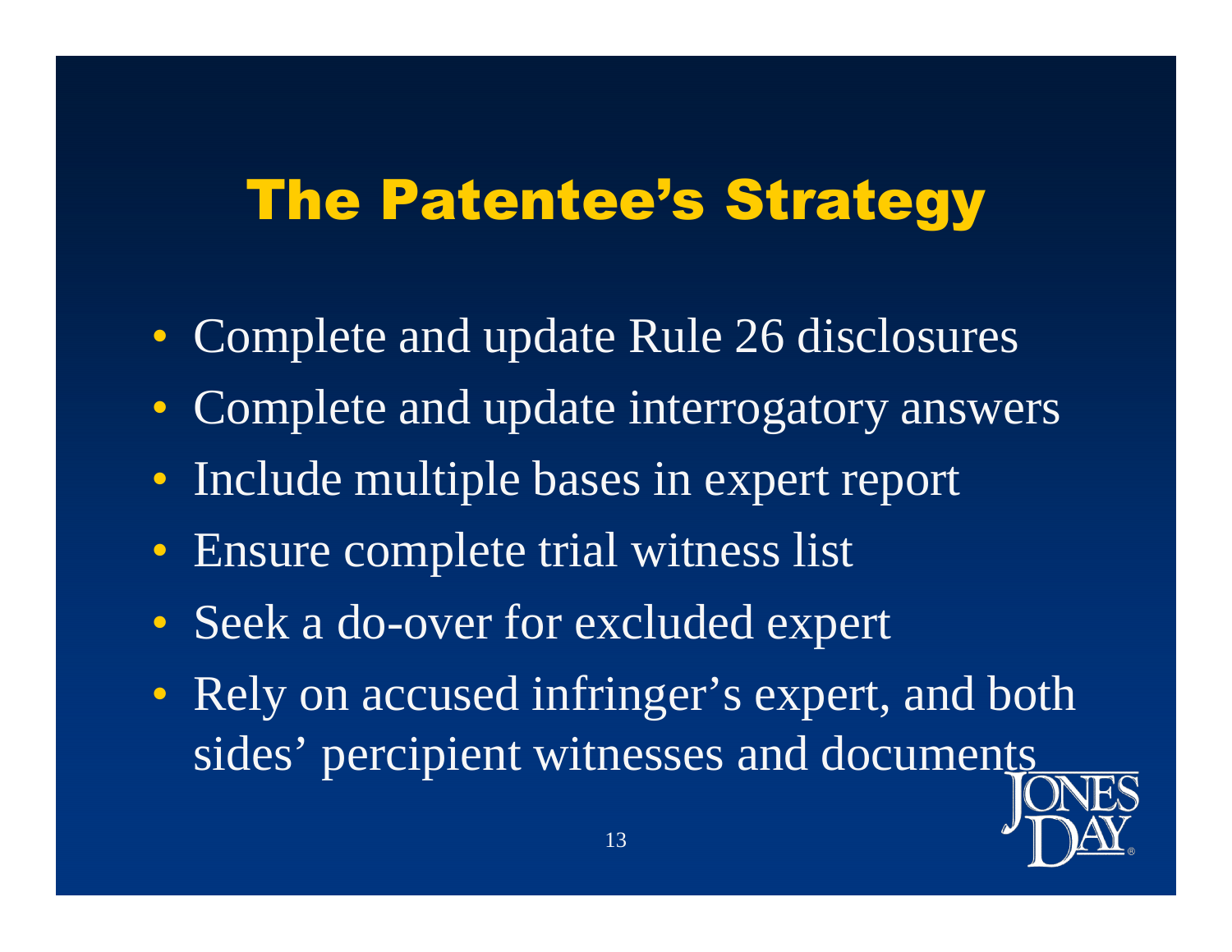# The Patentee's Strategy

- Complete and update Rule 26 disclosures
- Complete and update interrogatory answers
- Include multiple bases in expert report
- Ensure complete trial witness list
- Seek a do-over for excluded expert
- Rely on accused infringer's expert, and both sides' percipient witnesses and documents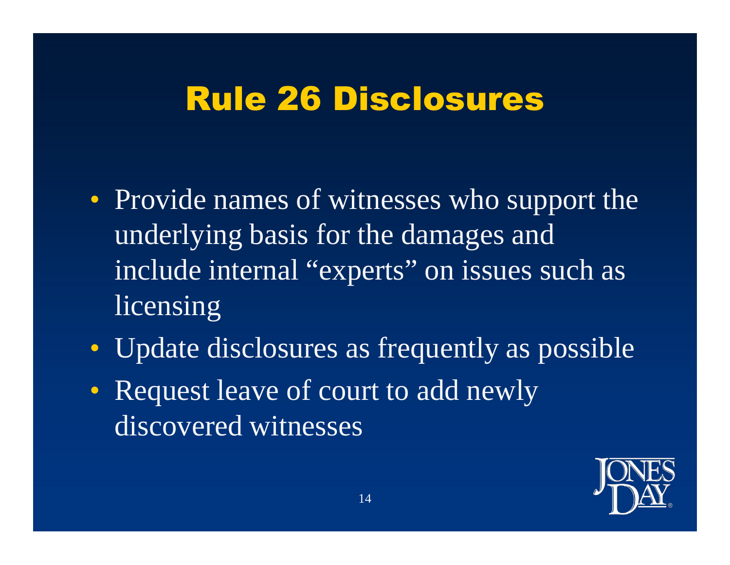# Rule 26 Disclosures

- Provide names of witnesses who support the underlying basis for the damages and include internal “experts” on issues such as licensing
- Update disclosures as frequently as possible
- Request leave of court to add newly discovered witnesses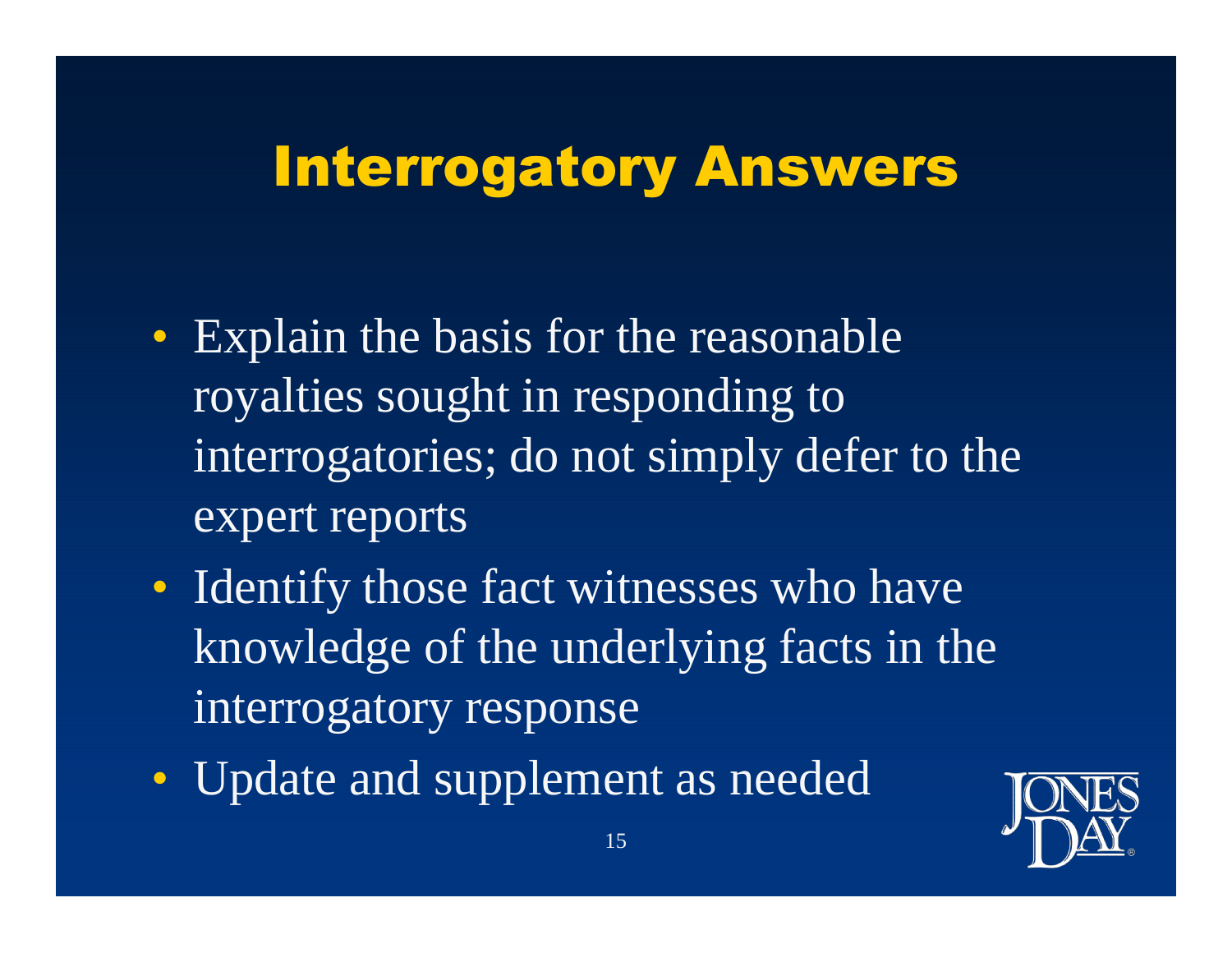# Interrogatory Answers

- Explain the basis for the reasonable royalties sought in responding to interrogatories; do not simply defer to the expert reports
- Identify those fact witnesses who have knowledge of the underlying facts in the interrogatory response
- Update and supplement as needed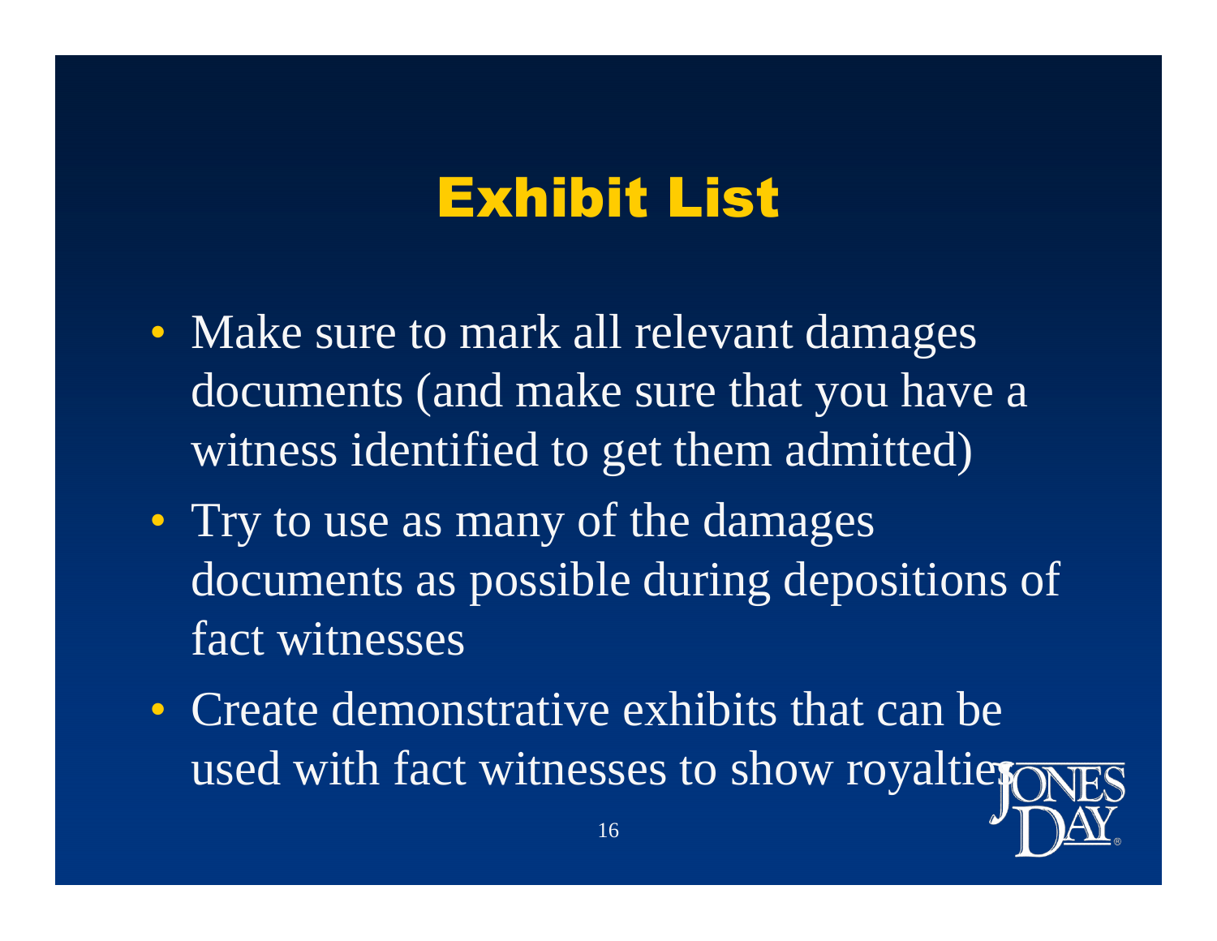# Exhibit List

- Make sure to mark all relevant damages documents (and make sure that you have a witness identified to get them admitted)
- Try to use as many of the damages documents as possible during depositions of fact witnesses
- Create demonstrative exhibits that can be used with fact witnesses to show royalties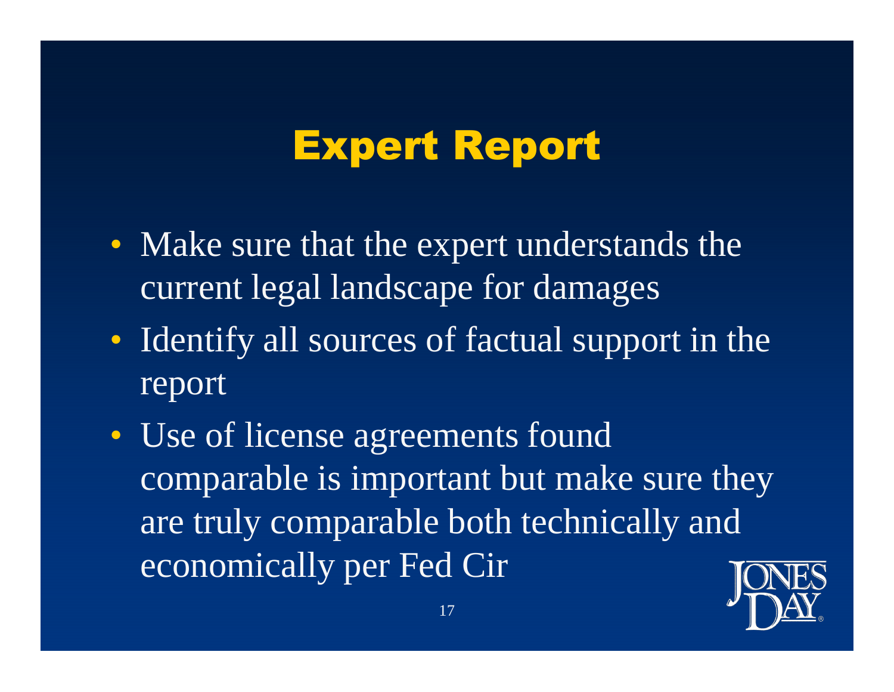# Expert Report

- Make sure that the expert understands the current legal landscape for damages
- Identify all sources of factual support in the report
- Use of license agreements found comparable is important but make sure they are truly comparable both technically and economically per Fed Cir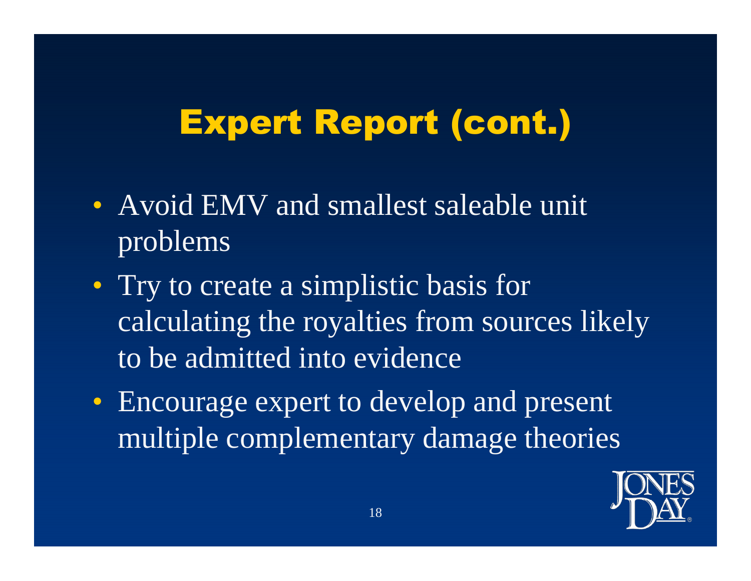# Expert Report (cont.)

- Avoid EMV and smallest saleable unit problems
- Try to create a simplistic basis for calculating the royalties from sources likely to be admitted into evidence
- Encourage expert to develop and present multiple complementary damage theories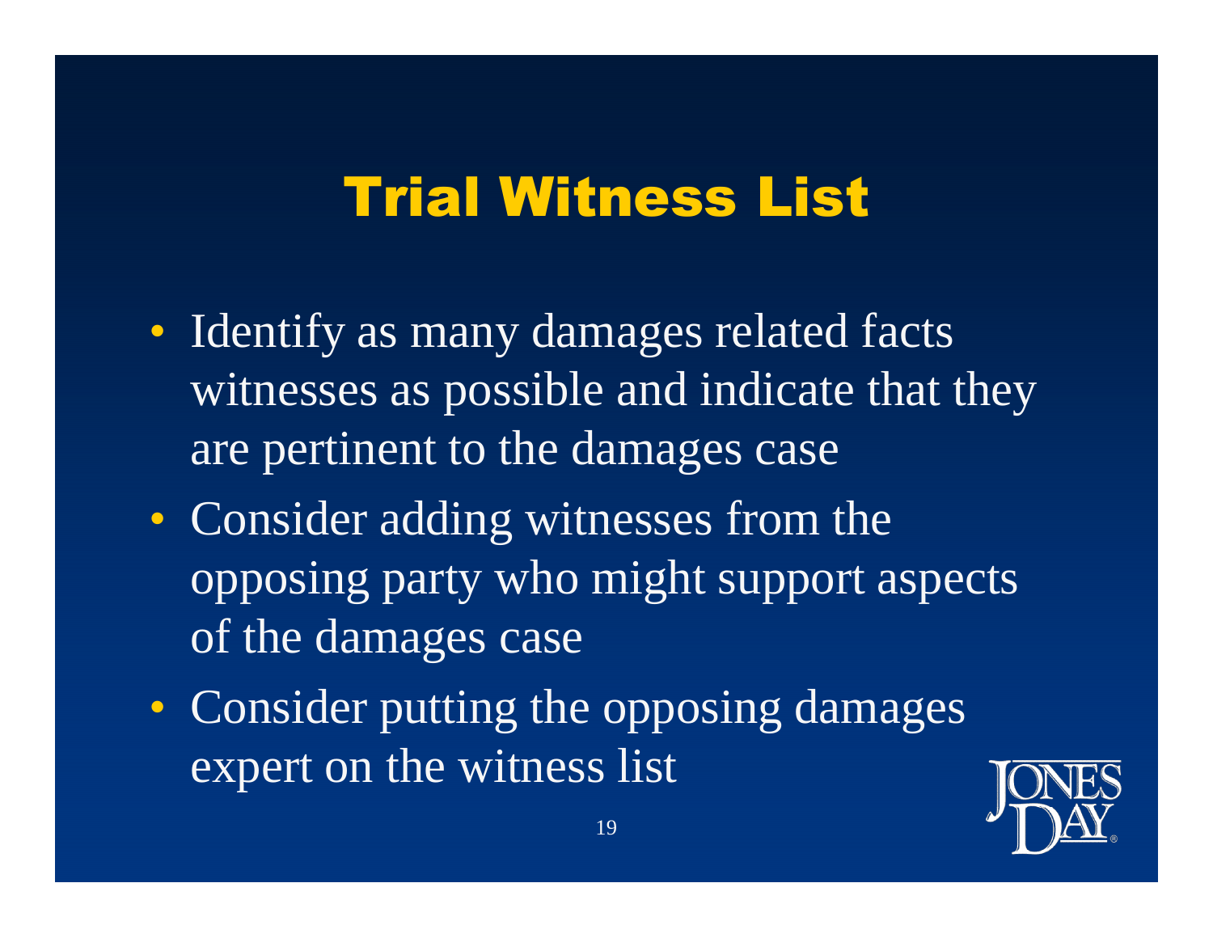# Trial Witness List

- Identify as many damages related facts witnesses as possible and indicate that they are pertinent to the damages case
- Consider adding witnesses from the opposing party who might support aspects of the damages case
- Consider putting the opposing damages expert on the witness list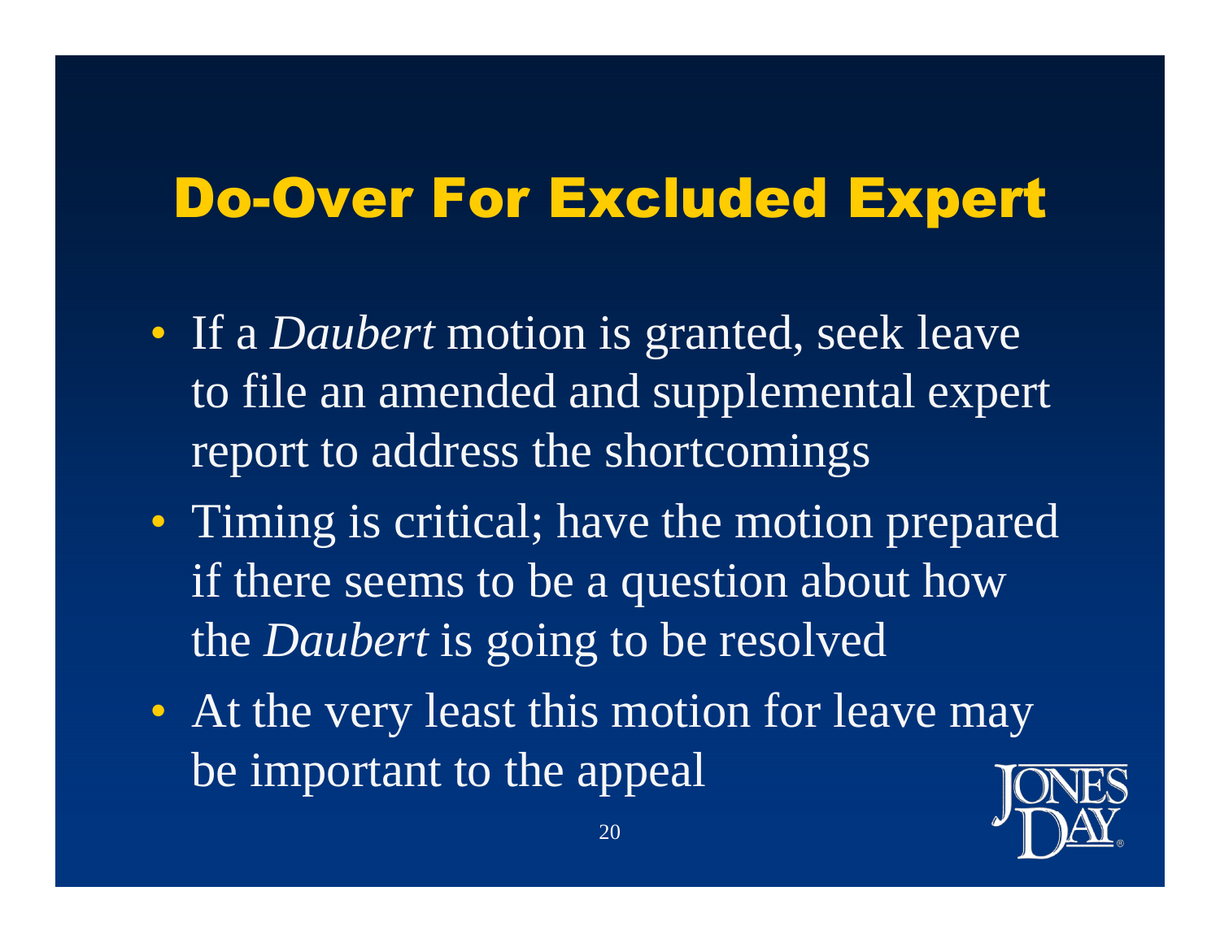# Do-Over For Excluded Expert

- If a *Daubert* motion is granted, seek leave to file an amended and supplemental expert report to address the shortcomings
- Timing is critical; have the motion prepared if there seems to be a question about how the *Daubert* is going to be resolved
- At the very least this motion for leave may be important to the appeal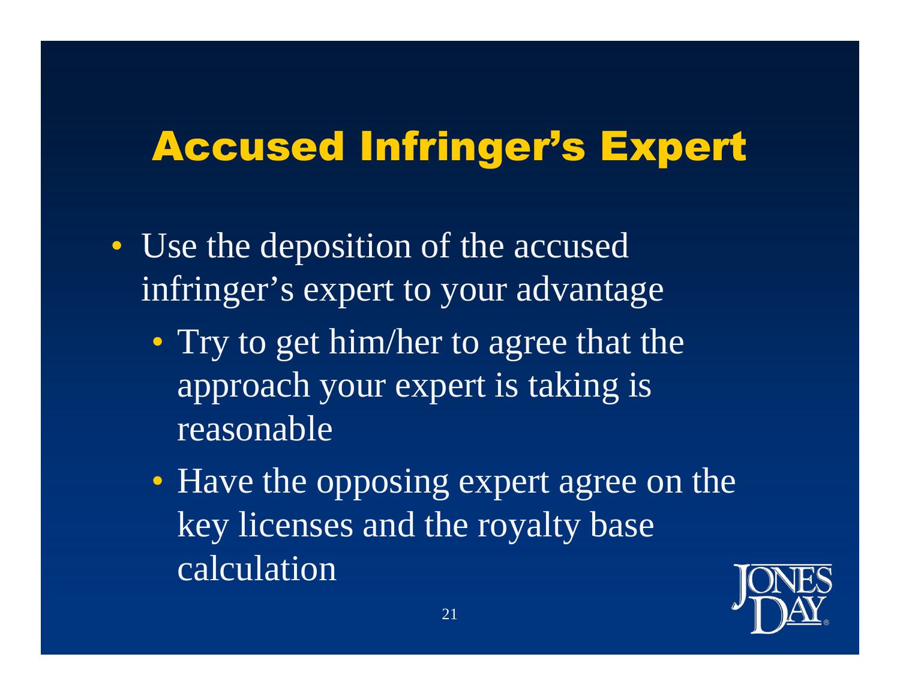# Accused Infringer's Expert

- Use the deposition of the accused infringer's expert to your advantage
  - Try to get him/her to agree that the approach your expert is taking is reasonable
  - Have the opposing expert agree on the key licenses and the royalty base calculation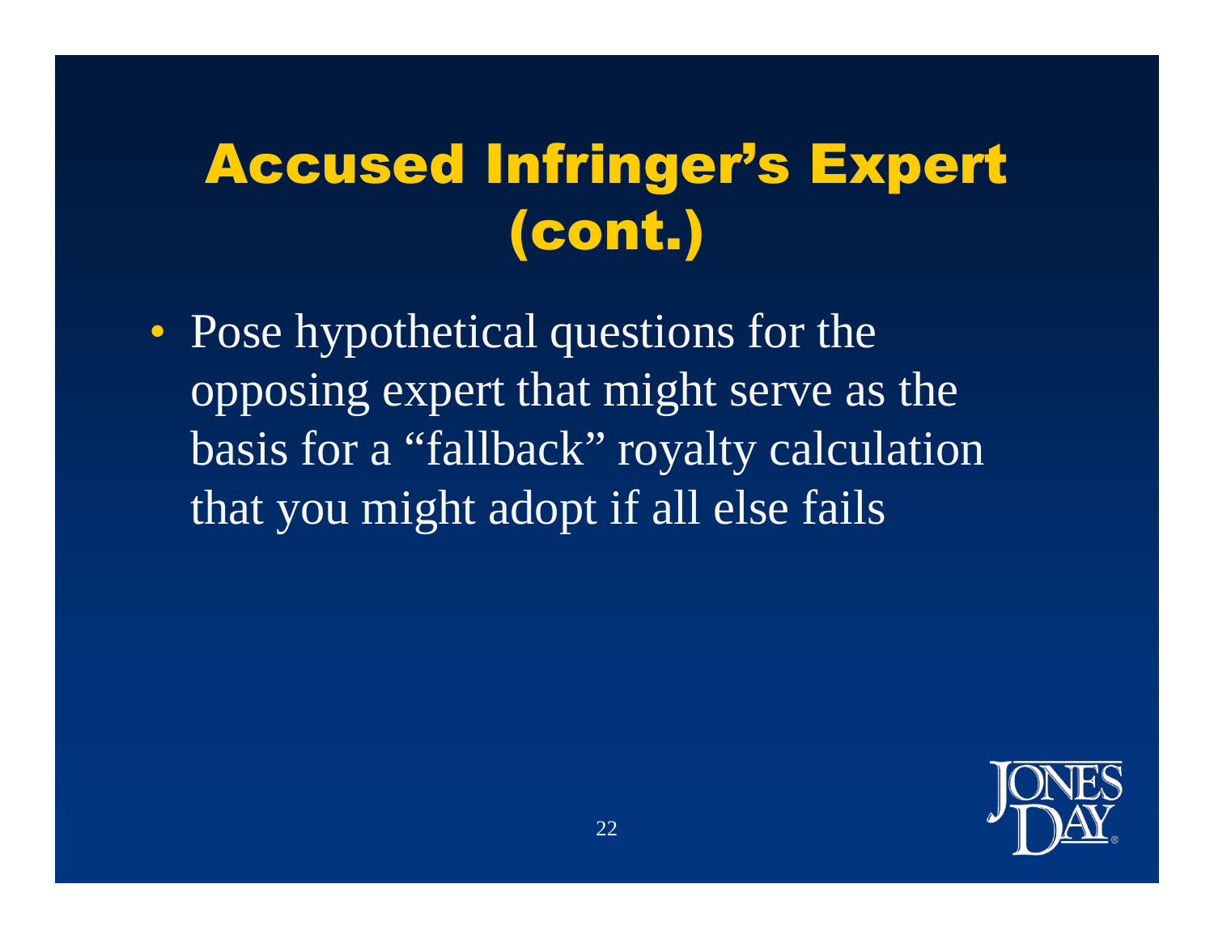# Accused Infringer's Expert (cont.)

- Pose hypothetical questions for the opposing expert that might serve as the basis for a "fallback" royalty calculation that you might adopt if all else fails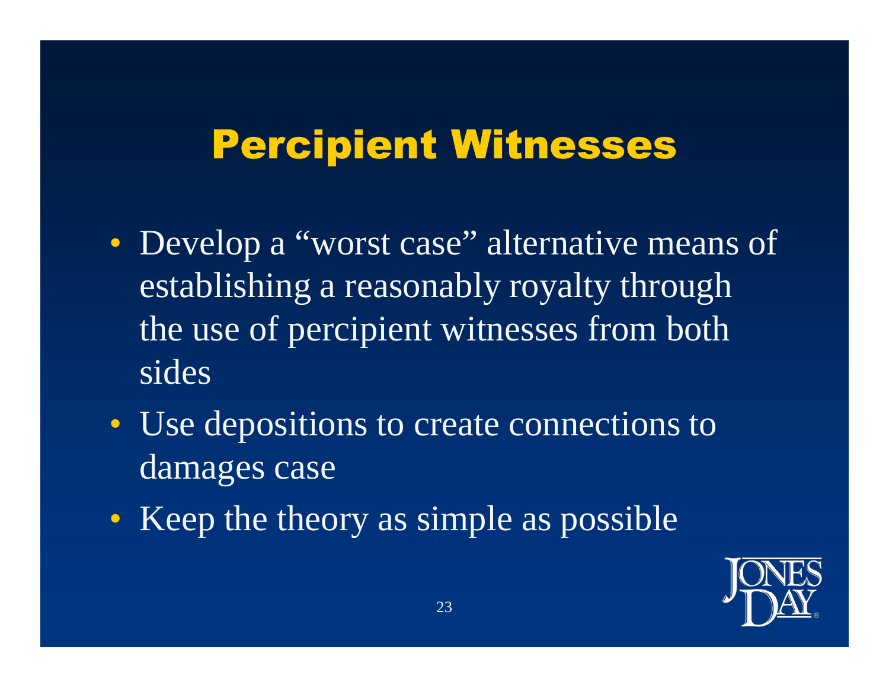# Percipient Witnesses

- Develop a “worst case” alternative means of establishing a reasonably royalty through the use of percipient witnesses from both sides
- Use depositions to create connections to damages case
- Keep the theory as simple as possible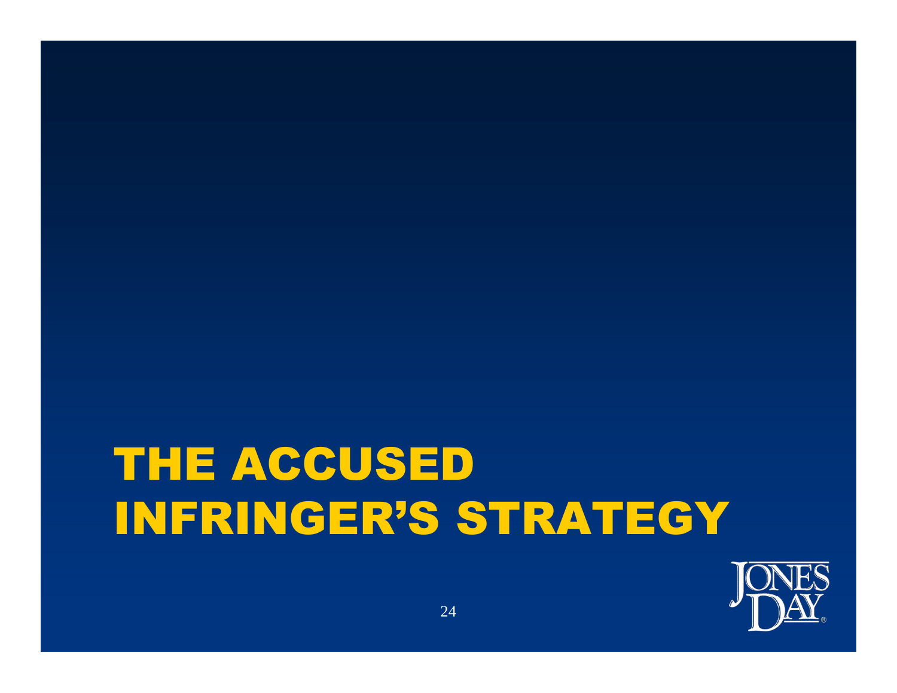# THE ACCUSED INFRINGER'S STRATEGY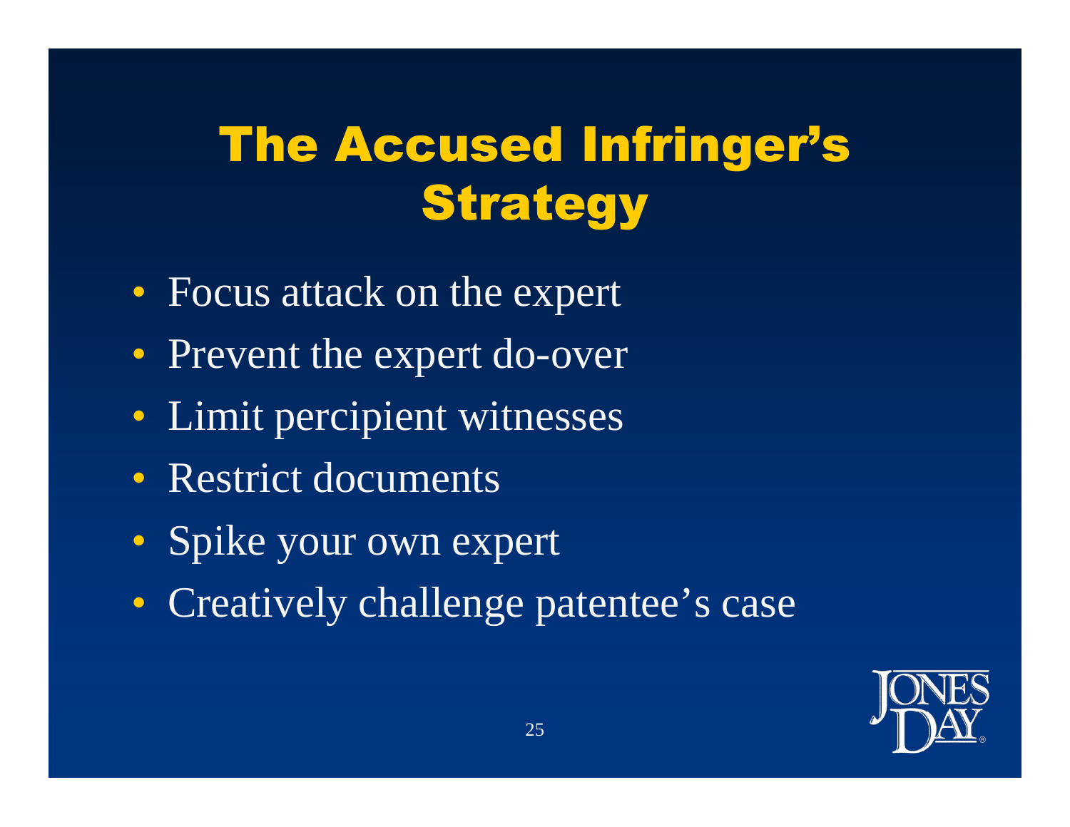# The Accused Infringer's Strategy

- Focus attack on the expert
- Prevent the expert do-over
- Limit percipient witnesses
- Restrict documents
- Spike your own expert
- Creatively challenge patentee's case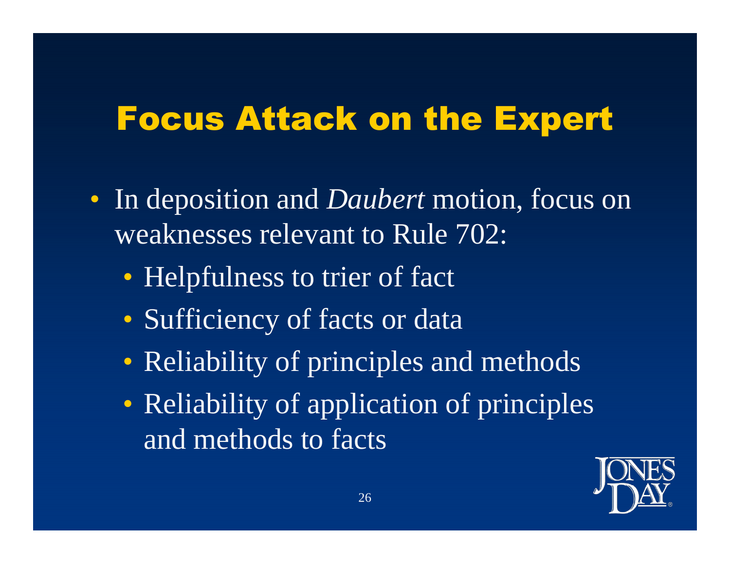# Focus Attack on the Expert

- In deposition and *Daubert* motion, focus on weaknesses relevant to Rule 702:
  - Helpfulness to trier of fact
  - Sufficiency of facts or data
  - Reliability of principles and methods
  - Reliability of application of principles and methods to facts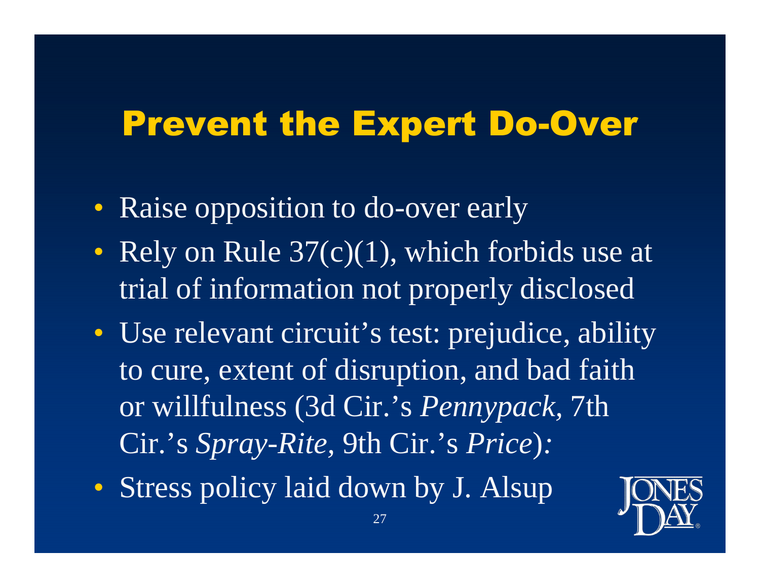# Prevent the Expert Do-Over

- Raise opposition to do-over early
- Rely on Rule 37(c)(1), which forbids use at trial of information not properly disclosed
- Use relevant circuit's test: prejudice, ability to cure, extent of disruption, and bad faith or willfulness (3d Cir.'s *Pennypack*, 7th Cir.'s *Spray-Rite*, 9th Cir.'s *Price*)*:*
- Stress policy laid down by J. Alsup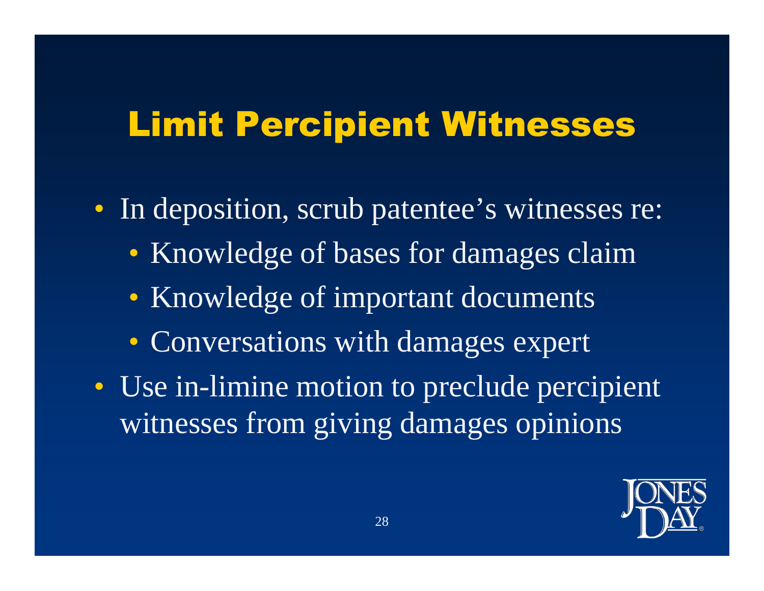# Limit Percipient Witnesses

- In deposition, scrub patentee's witnesses re:
  - Knowledge of bases for damages claim
  - Knowledge of important documents
  - Conversations with damages expert
- Use in-limine motion to preclude percipient witnesses from giving damages opinions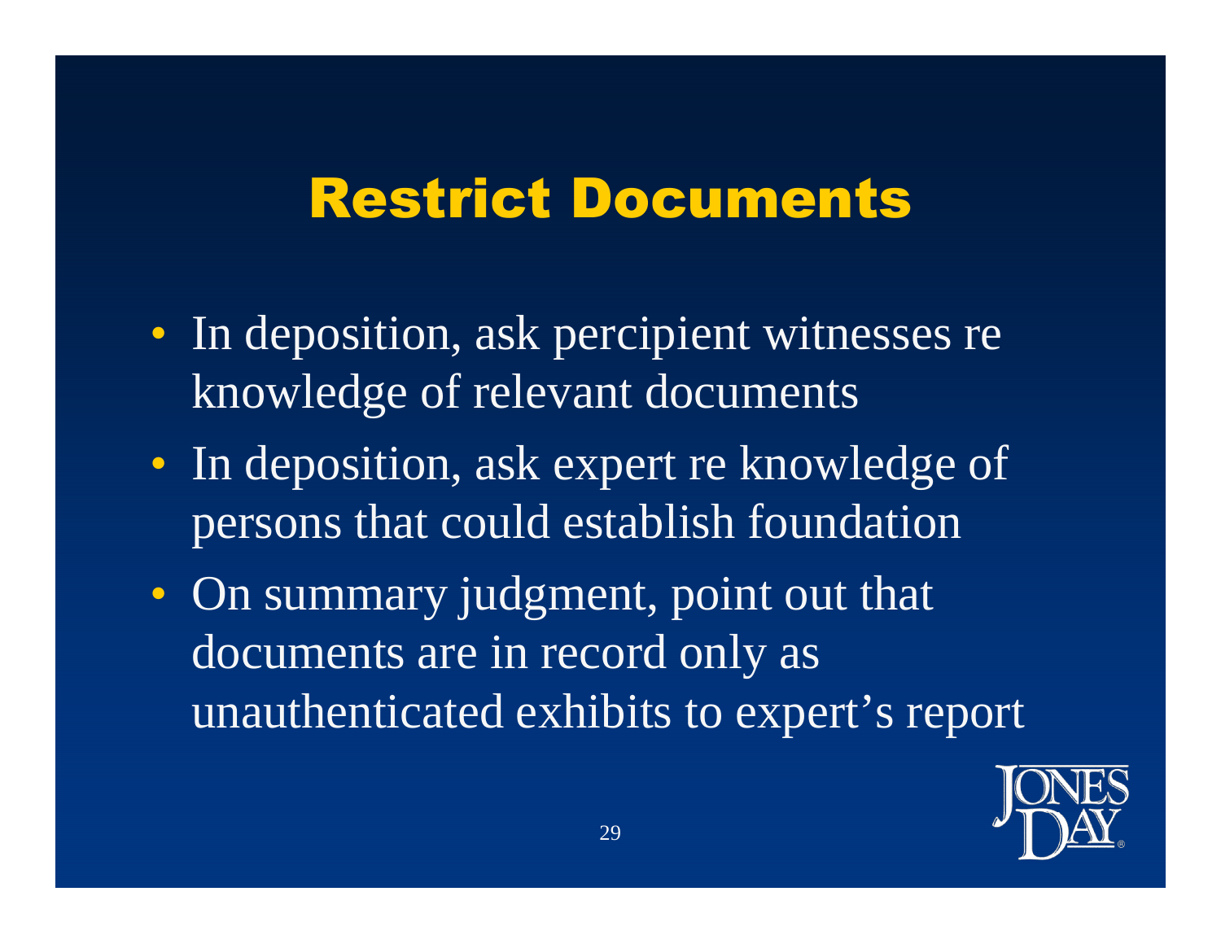# Restrict Documents

- In deposition, ask percipient witnesses re knowledge of relevant documents
- In deposition, ask expert re knowledge of persons that could establish foundation
- On summary judgment, point out that documents are in record only as unauthenticated exhibits to expert's report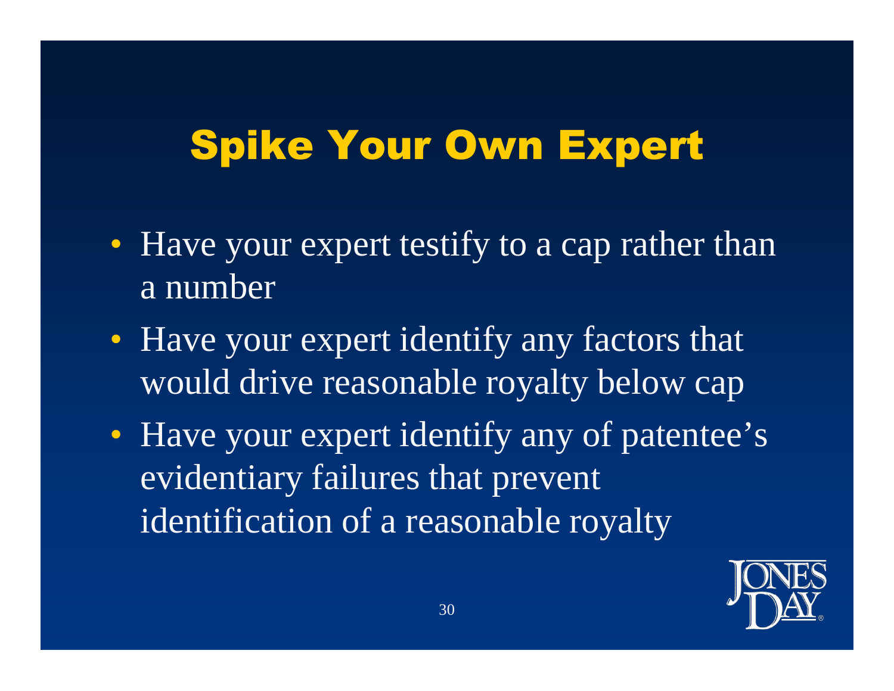# Spike Your Own Expert

- Have your expert testify to a cap rather than a number
- Have your expert identify any factors that would drive reasonable royalty below cap
- Have your expert identify any of patentee's evidentiary failures that prevent identification of a reasonable royalty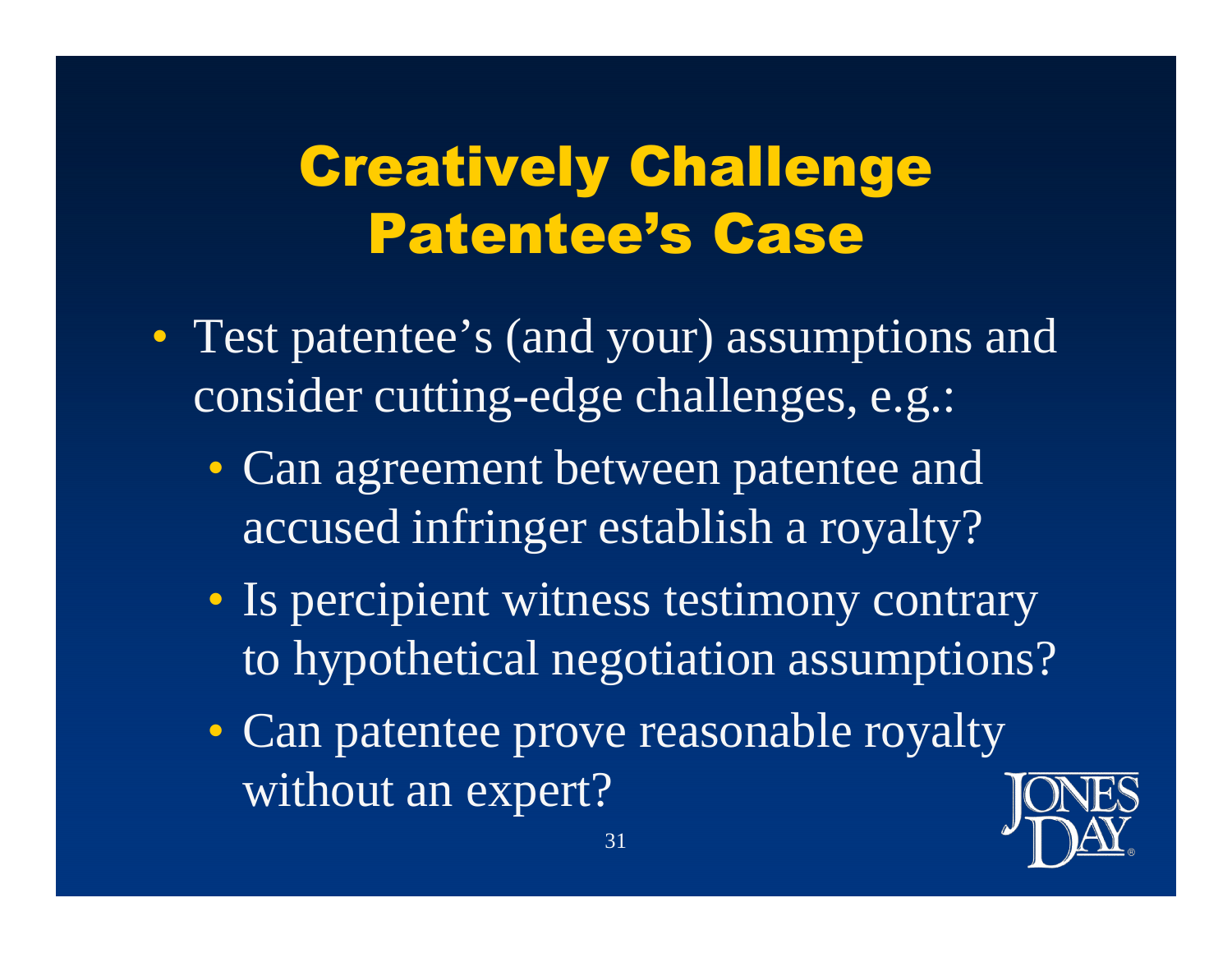# Creatively Challenge Patentee's Case

- Test patentee's (and your) assumptions and consider cutting-edge challenges, e.g.:
  - Can agreement between patentee and accused infringer establish a royalty?
  - Is percipient witness testimony contrary to hypothetical negotiation assumptions?
  - Can patentee prove reasonable royalty without an expert?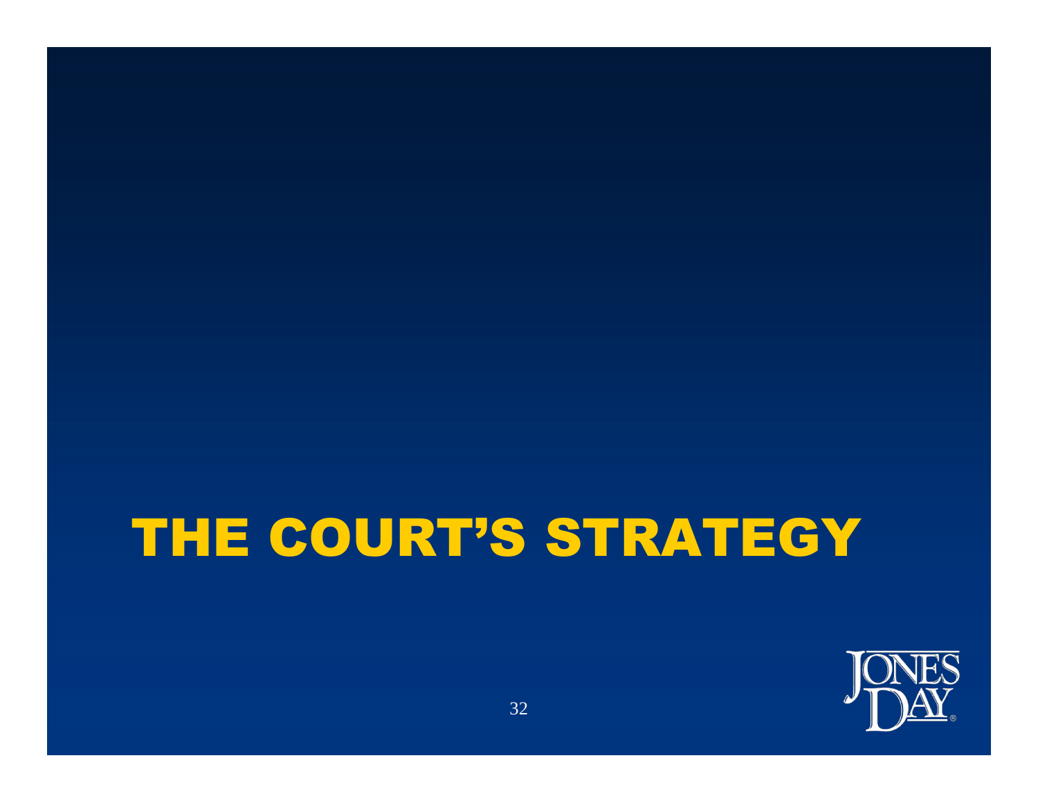# THE COURT'S STRATEGY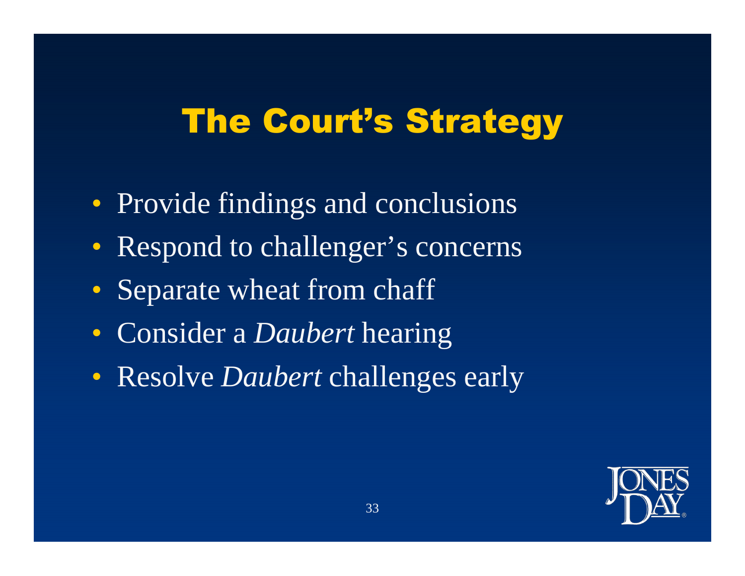# The Court's Strategy

- Provide findings and conclusions
- Respond to challenger's concerns
- Separate wheat from chaff
- Consider a *Daubert* hearing
- Resolve *Daubert* challenges early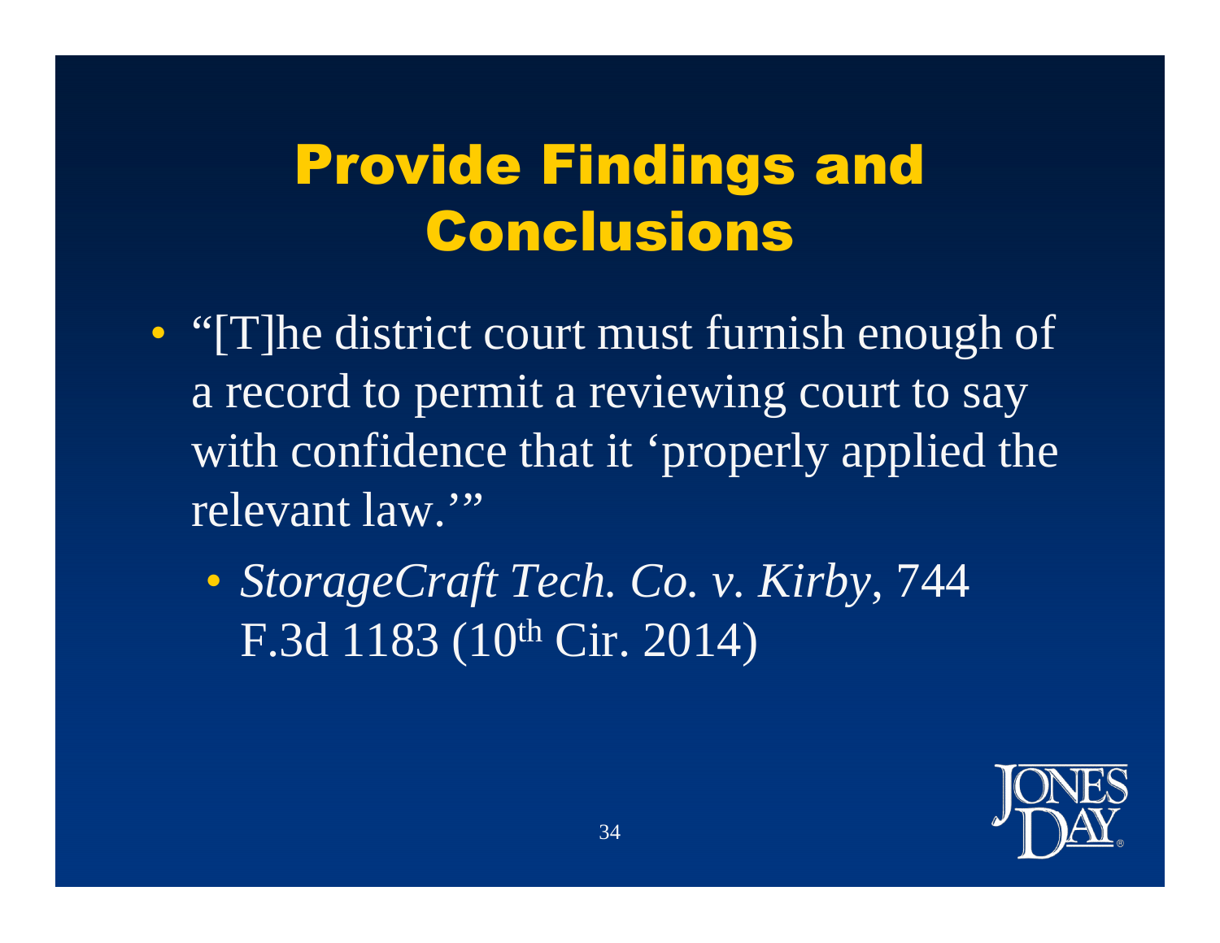# Provide Findings and Conclusions

- "[T]he district court must furnish enough of a record to permit a reviewing court to say with confidence that it 'properly applied the relevant law.'"
  - *StorageCraft Tech. Co. v. Kirby*, 744 F.3d 1183 (10th Cir. 2014)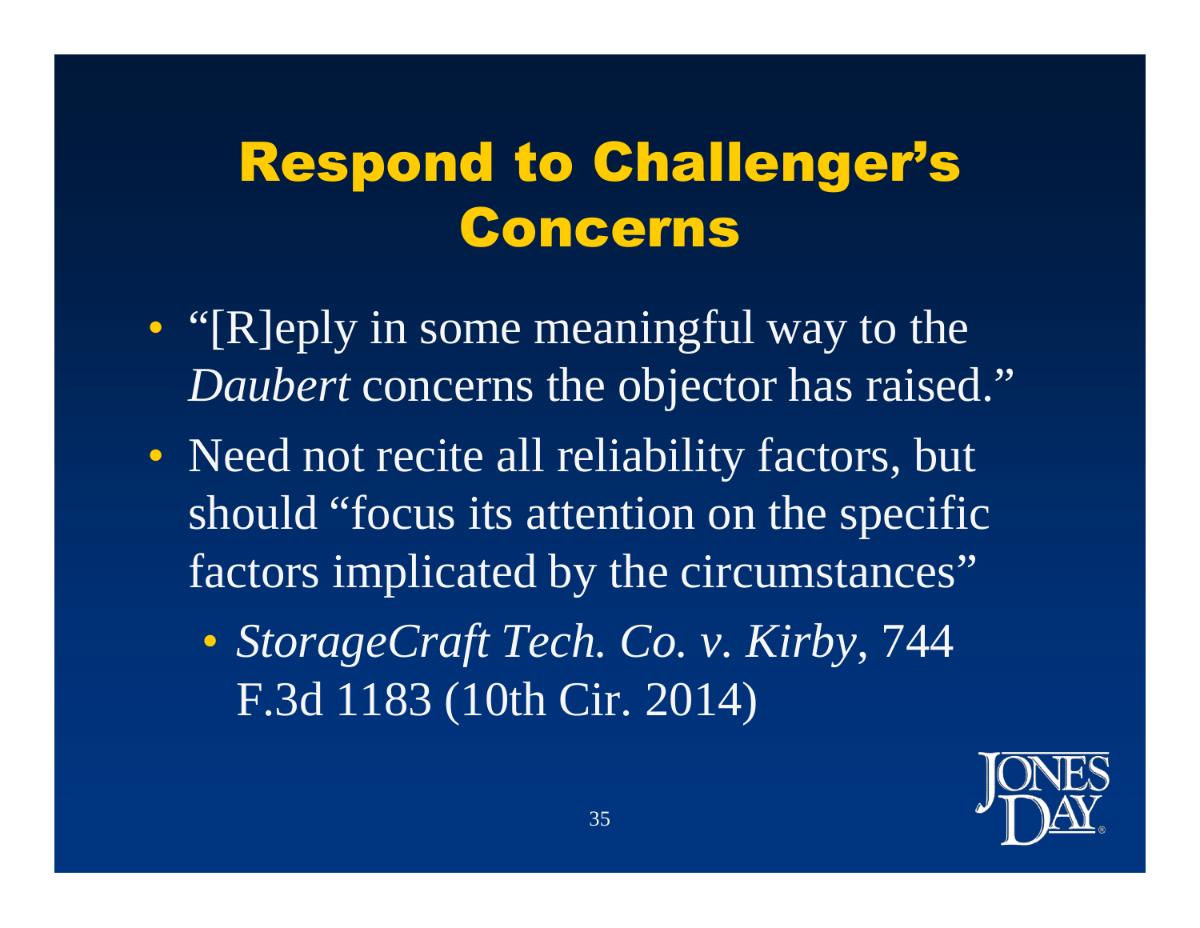# Respond to Challenger's Concerns

- "[R]eply in some meaningful way to the *Daubert* concerns the objector has raised."
- Need not recite all reliability factors, but should "focus its attention on the specific factors implicated by the circumstances"
  - *StorageCraft Tech. Co. v. Kirby*, 744 F.3d 1183 (10th Cir. 2014)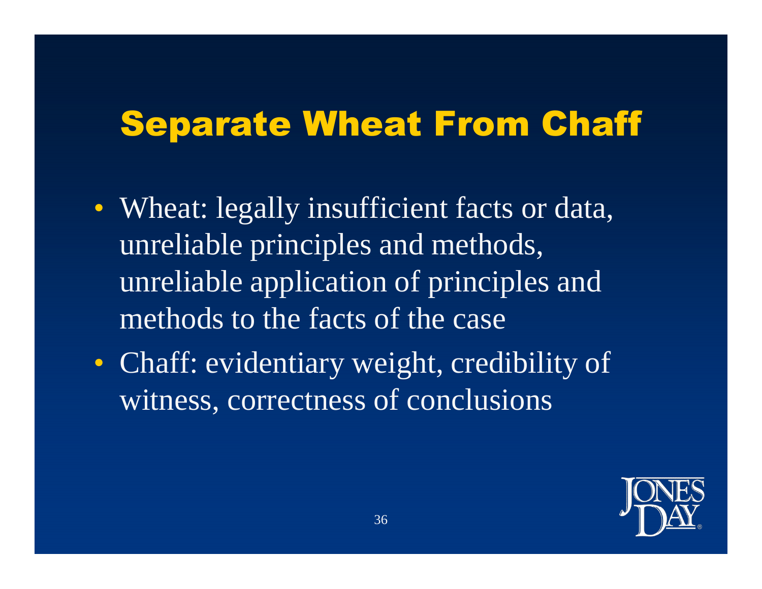# Separate Wheat From Chaff

- Wheat: legally insufficient facts or data, unreliable principles and methods, unreliable application of principles and methods to the facts of the case
- Chaff: evidentiary weight, credibility of witness, correctness of conclusions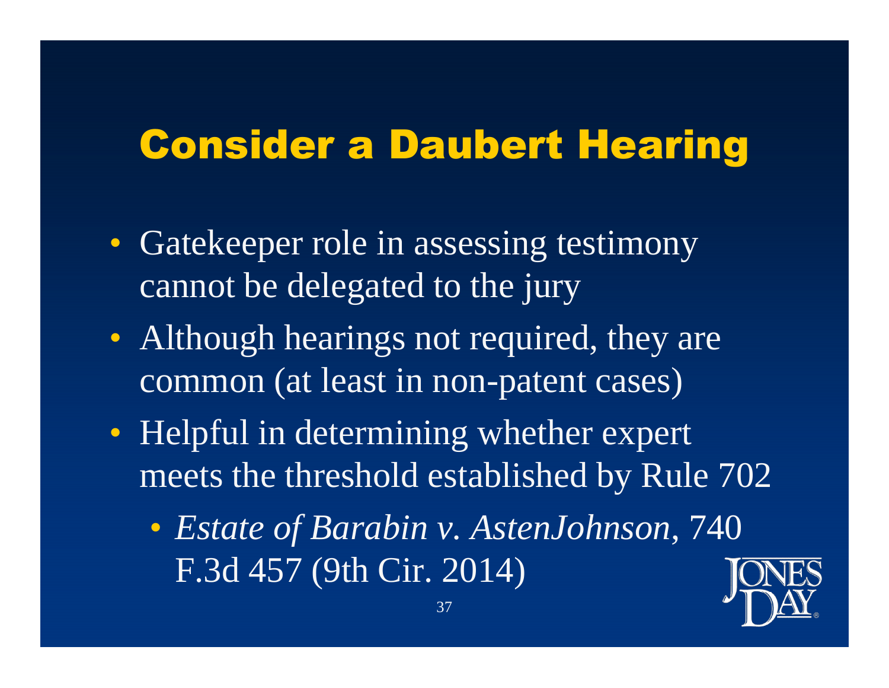# Consider a Daubert Hearing

- Gatekeeper role in assessing testimony cannot be delegated to the jury
- Although hearings not required, they are common (at least in non-patent cases)
- Helpful in determining whether expert meets the threshold established by Rule 702
  - *Estate of Barabin v. AstenJohnson*, 740 F.3d 457 (9th Cir. 2014)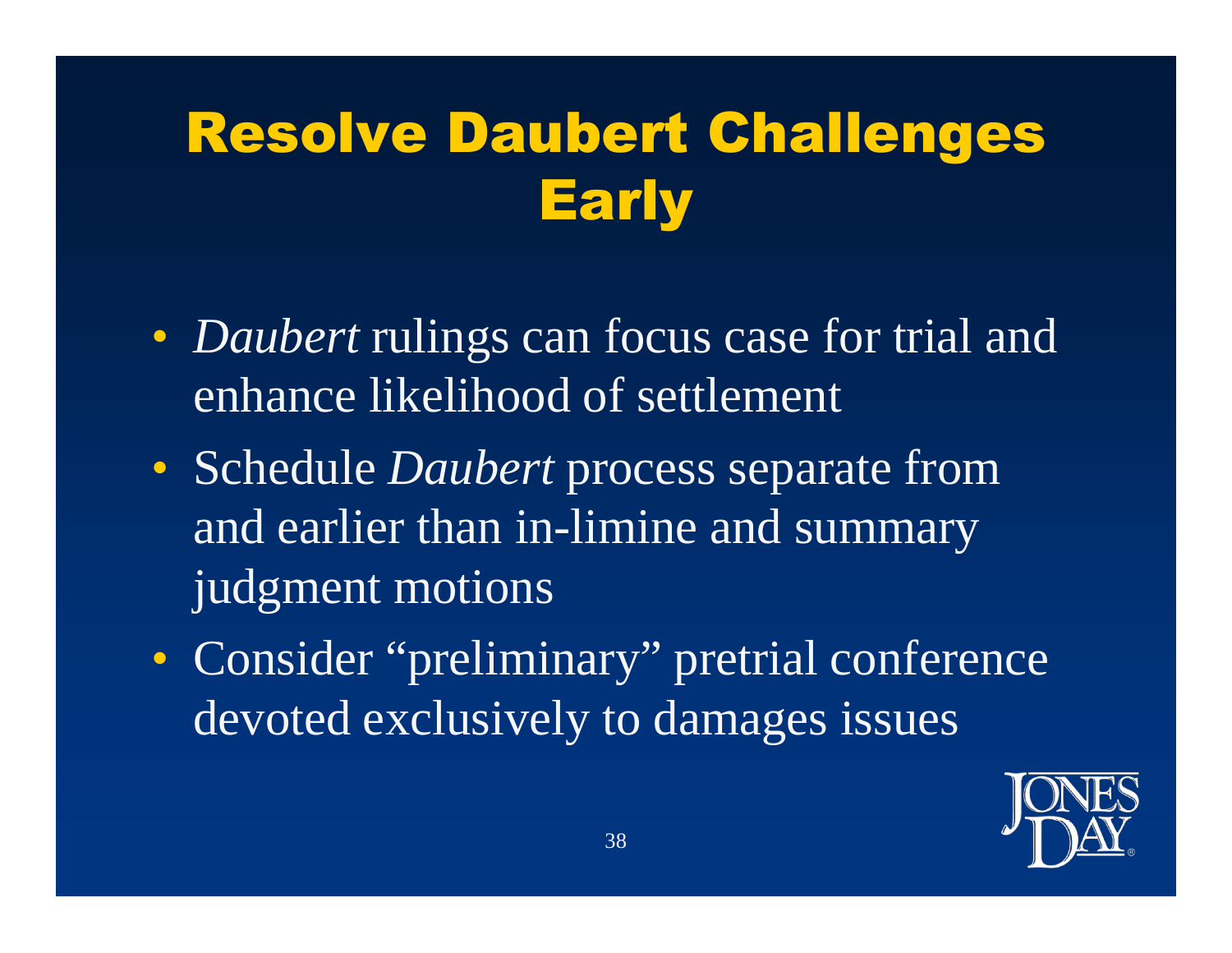# Resolve Daubert Challenges Early

- *Daubert* rulings can focus case for trial and enhance likelihood of settlement
- Schedule *Daubert* process separate from and earlier than in-limine and summary judgment motions
- Consider "preliminary" pretrial conference devoted exclusively to damages issues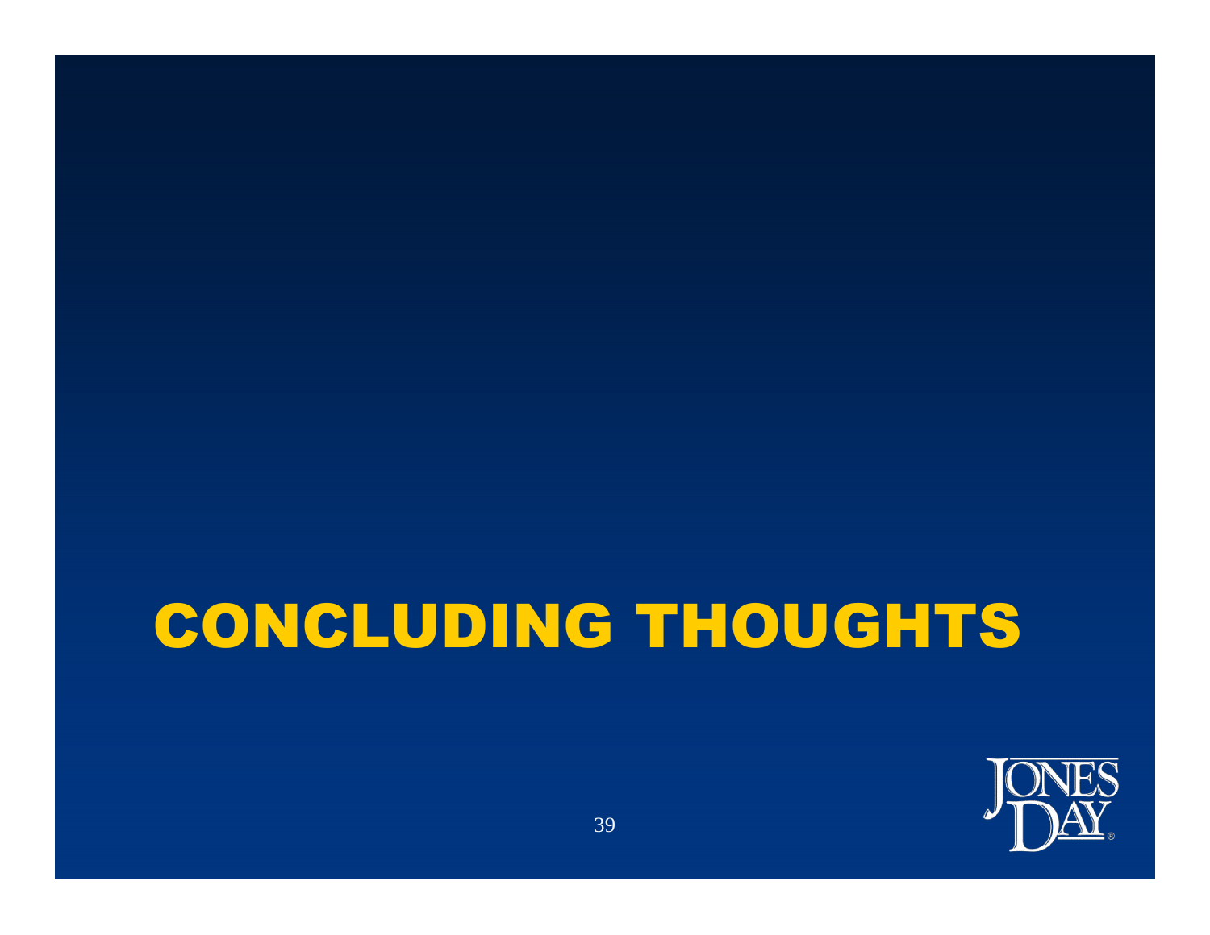# CONCLUDING THOUGHTS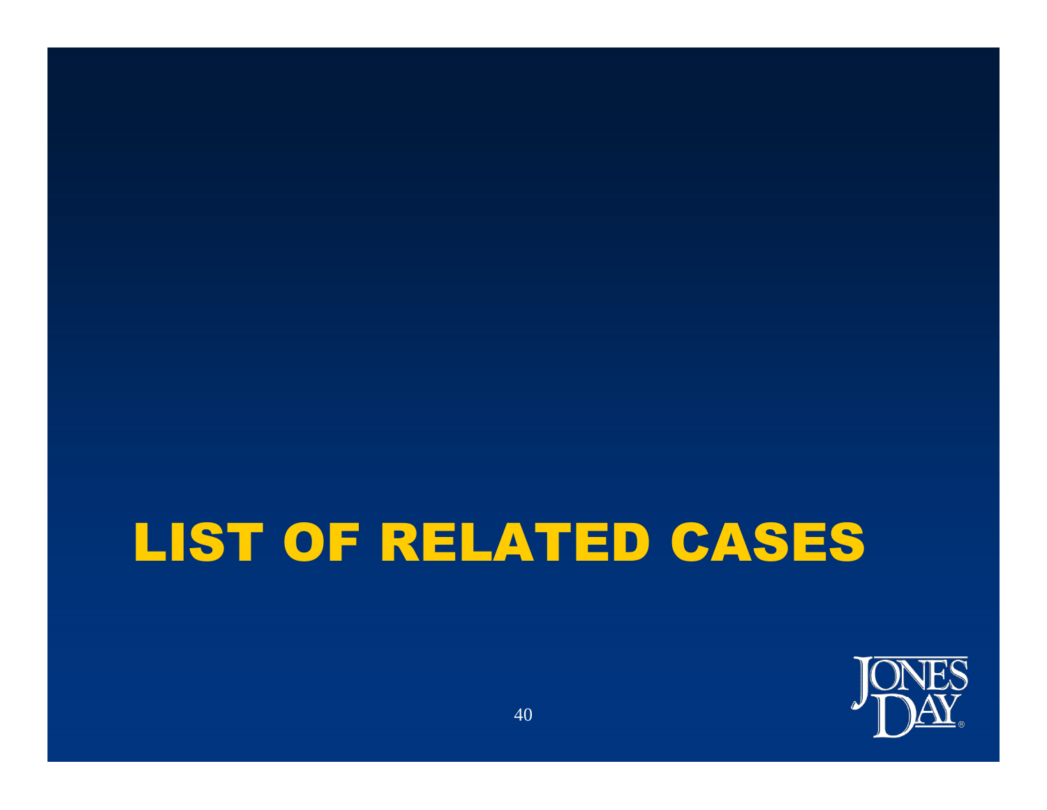# LIST OF RELATED CASES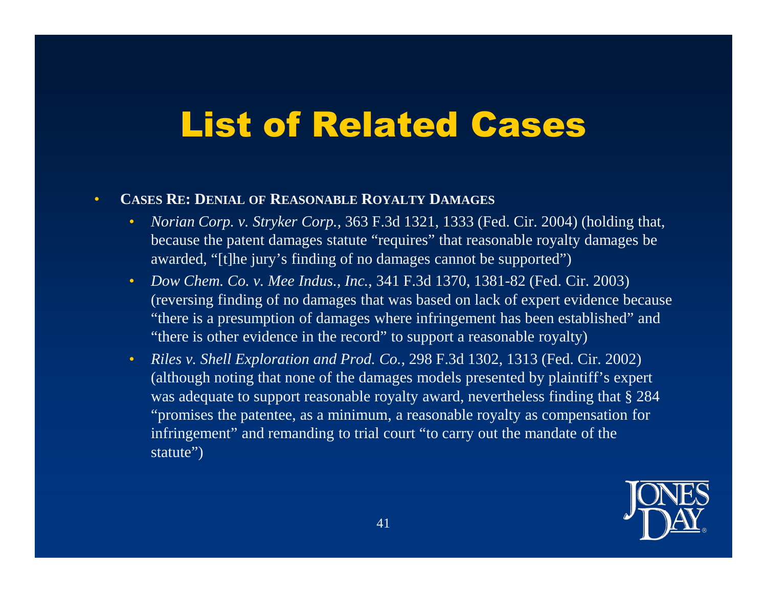# List of Related Cases

- **CASES RE: DENIAL OF REASONABLE ROYALTY DAMAGES**
  - *Norian Corp. v. Stryker Corp.*, 363 F.3d 1321, 1333 (Fed. Cir. 2004) (holding that, because the patent damages statute "requires" that reasonable royalty damages be awarded, "[t]he jury's finding of no damages cannot be supported")
  - *Dow Chem. Co. v. Mee Indus., Inc.*, 341 F.3d 1370, 1381-82 (Fed. Cir. 2003) (reversing finding of no damages that was based on lack of expert evidence because "there is a presumption of damages where infringement has been established" and "there is other evidence in the record" to support a reasonable royalty)
  - *Riles v. Shell Exploration and Prod. Co.*, 298 F.3d 1302, 1313 (Fed. Cir. 2002) (although noting that none of the damages models presented by plaintiff's expert was adequate to support reasonable royalty award, nevertheless finding that § 284 "promises the patentee, as a minimum, a reasonable royalty as compensation for infringement" and remanding to trial court "to carry out the mandate of the statute")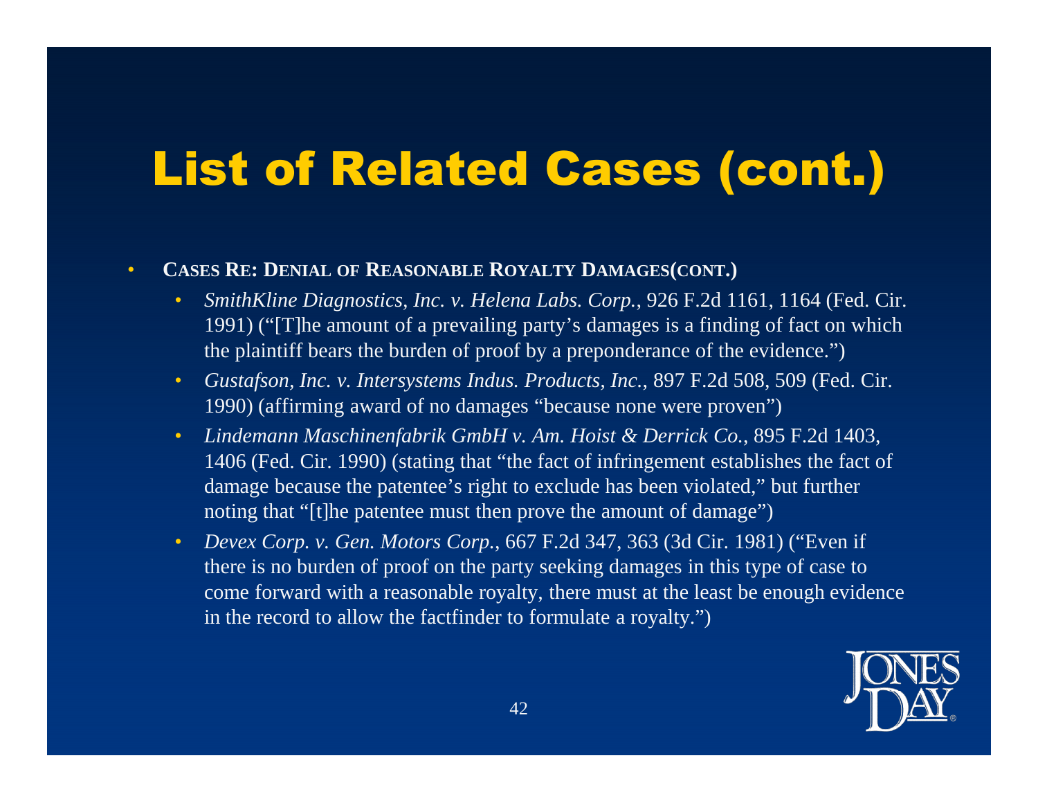# List of Related Cases (cont.)

- **CASES RE: DENIAL OF REASONABLE ROYALTY DAMAGES(CONT.)**
  - *SmithKline Diagnostics, Inc. v. Helena Labs. Corp.*, 926 F.2d 1161, 1164 (Fed. Cir. 1991) ("[T]he amount of a prevailing party's damages is a finding of fact on which the plaintiff bears the burden of proof by a preponderance of the evidence.")
  - *Gustafson, Inc. v. Intersystems Indus. Products, Inc.*, 897 F.2d 508, 509 (Fed. Cir. 1990) (affirming award of no damages "because none were proven")
  - *Lindemann Maschinenfabrik GmbH v. Am. Hoist & Derrick Co.*, 895 F.2d 1403, 1406 (Fed. Cir. 1990) (stating that "the fact of infringement establishes the fact of damage because the patentee's right to exclude has been violated," but further noting that "[t]he patentee must then prove the amount of damage")
  - *Devex Corp. v. Gen. Motors Corp.*, 667 F.2d 347, 363 (3d Cir. 1981) ("Even if there is no burden of proof on the party seeking damages in this type of case to come forward with a reasonable royalty, there must at the least be enough evidence in the record to allow the factfinder to formulate a royalty.")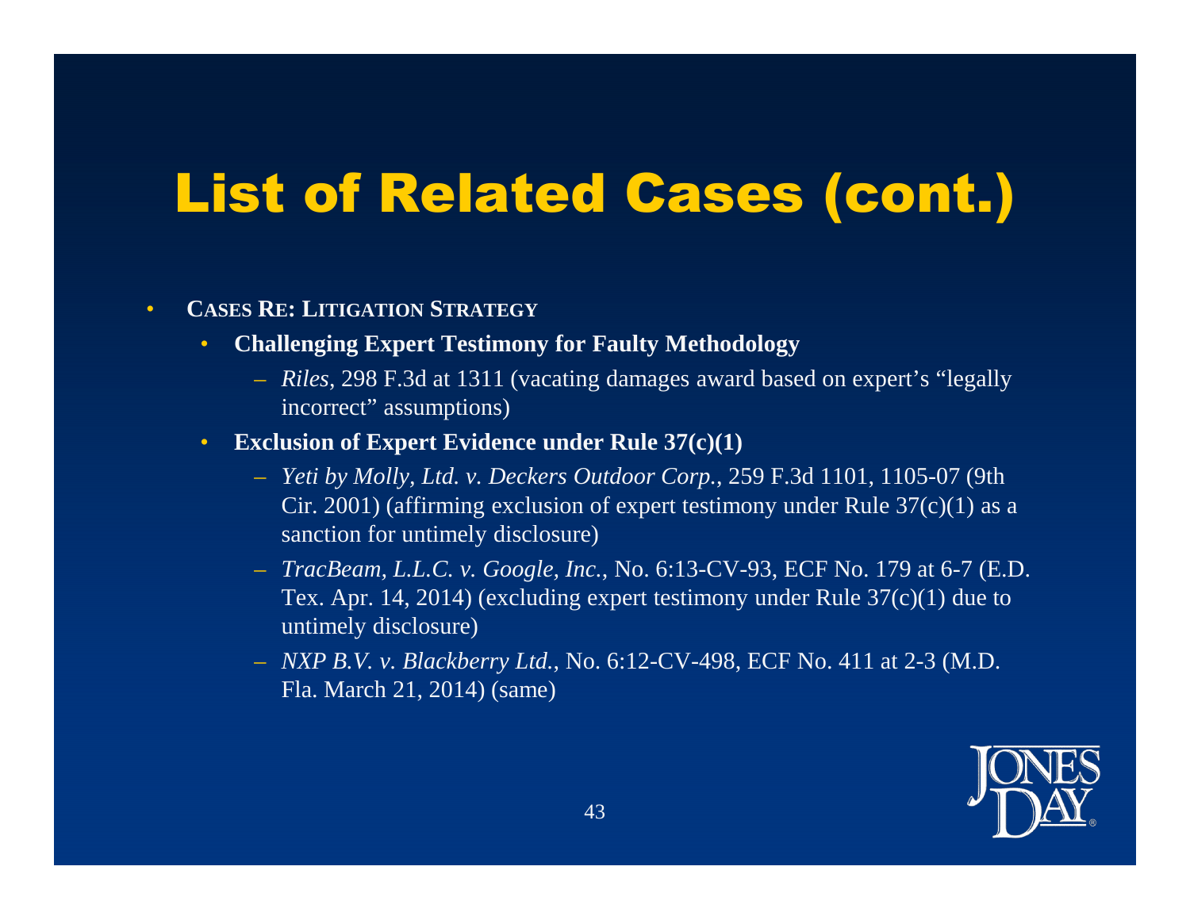# List of Related Cases (cont.)

- **CASES RE: LITIGATION STRATEGY**
  - **Challenging Expert Testimony for Faulty Methodology**
    - *Riles*, 298 F.3d at 1311 (vacating damages award based on expert's "legally incorrect" assumptions)
  - **Exclusion of Expert Evidence under Rule 37(c)(1)**
    - *Yeti by Molly, Ltd. v. Deckers Outdoor Corp.*, 259 F.3d 1101, 1105-07 (9th Cir. 2001) (affirming exclusion of expert testimony under Rule 37(c)(1) as a sanction for untimely disclosure)
    - *TracBeam, L.L.C. v. Google, Inc.*, No. 6:13-CV-93, ECF No. 179 at 6-7 (E.D. Tex. Apr. 14, 2014) (excluding expert testimony under Rule 37(c)(1) due to untimely disclosure)
    - *NXP B.V. v. Blackberry Ltd.*, No. 6:12-CV-498, ECF No. 411 at 2-3 (M.D. Fla. March 21, 2014) (same)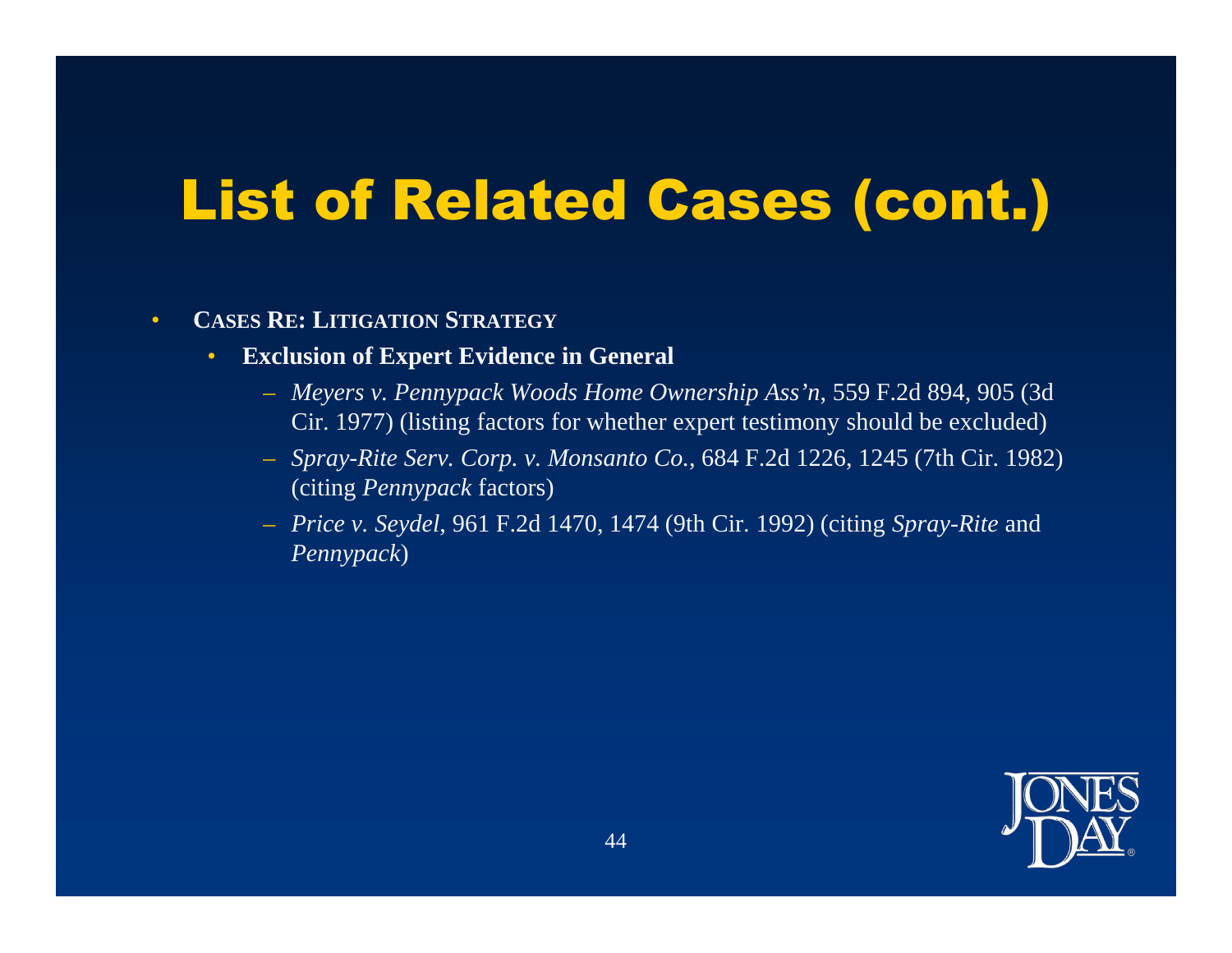# List of Related Cases (cont.)

- **CASES RE: LITIGATION STRATEGY**
  - **Exclusion of Expert Evidence in General**
    - *Meyers v. Pennypack Woods Home Ownership Ass'n*, 559 F.2d 894, 905 (3d Cir. 1977) (listing factors for whether expert testimony should be excluded)
    - *Spray-Rite Serv. Corp. v. Monsanto Co.*, 684 F.2d 1226, 1245 (7th Cir. 1982) (citing *Pennypack* factors)
    - *Price v. Seydel*, 961 F.2d 1470, 1474 (9th Cir. 1992) (citing *Spray-Rite* and *Pennypack*)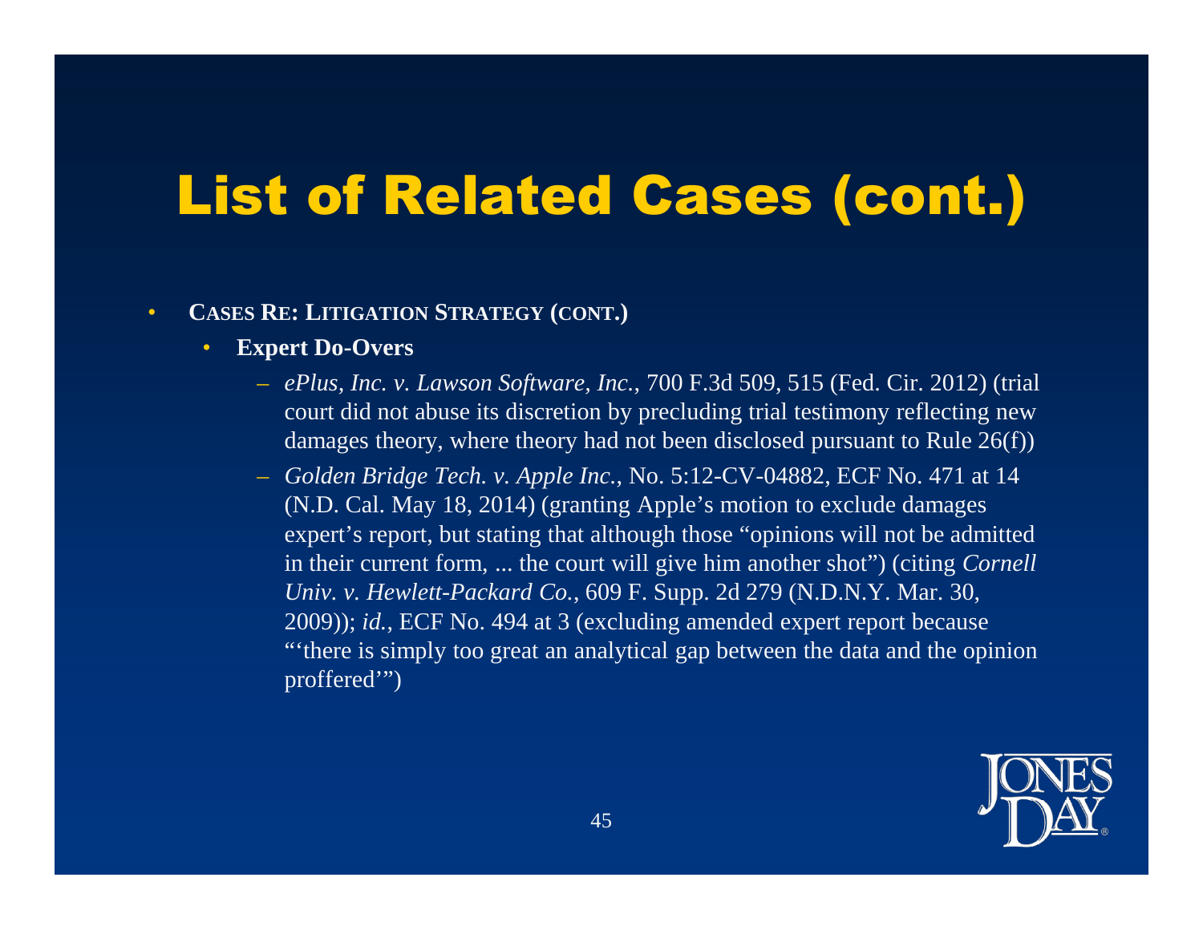# List of Related Cases (cont.)

- **CASES RE: LITIGATION STRATEGY (CONT.)**
  - **Expert Do-Overs**
    - *ePlus, Inc. v. Lawson Software, Inc.*, 700 F.3d 509, 515 (Fed. Cir. 2012) (trial court did not abuse its discretion by precluding trial testimony reflecting new damages theory, where theory had not been disclosed pursuant to Rule 26(f))
    - *Golden Bridge Tech. v. Apple Inc.*, No. 5:12-CV-04882, ECF No. 471 at 14 (N.D. Cal. May 18, 2014) (granting Apple's motion to exclude damages expert's report, but stating that although those "opinions will not be admitted in their current form, ... the court will give him another shot") (citing *Cornell Univ. v. Hewlett-Packard Co.*, 609 F. Supp. 2d 279 (N.D.N.Y. Mar. 30, 2009)); *id.*, ECF No. 494 at 3 (excluding amended expert report because "'there is simply too great an analytical gap between the data and the opinion proffered'")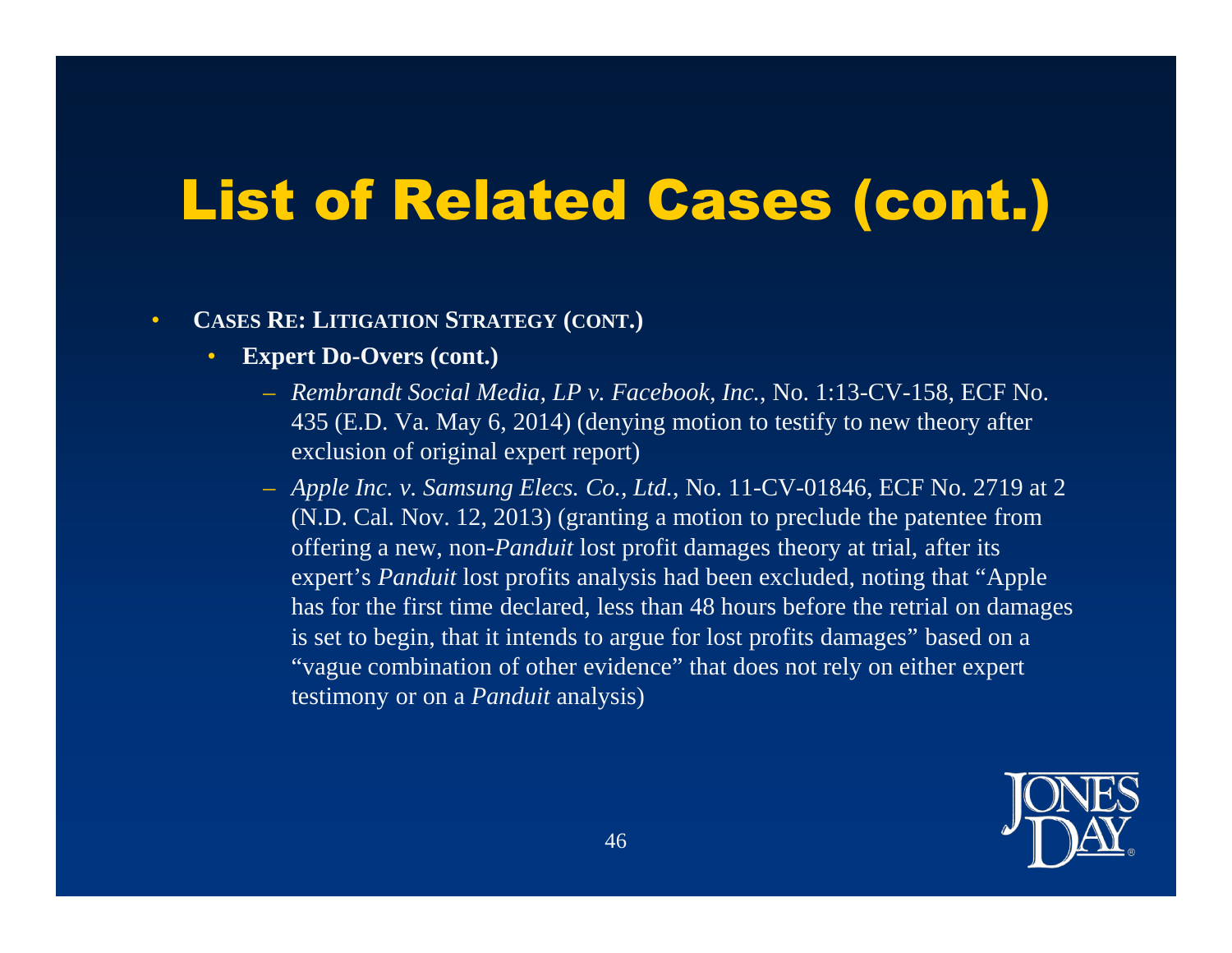# List of Related Cases (cont.)

- **Cases Re: Litigation Strategy (cont.)**
  - **Expert Do-Overs (cont.)**
    - *Rembrandt Social Media, LP v. Facebook, Inc.*, No. 1:13-CV-158, ECF No. 435 (E.D. Va. May 6, 2014) (denying motion to testify to new theory after exclusion of original expert report)
    - *Apple Inc. v. Samsung Elecs. Co., Ltd.*, No. 11-CV-01846, ECF No. 2719 at 2 (N.D. Cal. Nov. 12, 2013) (granting a motion to preclude the patentee from offering a new, non-*Panduit* lost profit damages theory at trial, after its expert's *Panduit* lost profits analysis had been excluded, noting that "Apple has for the first time declared, less than 48 hours before the retrial on damages is set to begin, that it intends to argue for lost profits damages" based on a "vague combination of other evidence" that does not rely on either expert testimony or on a *Panduit* analysis)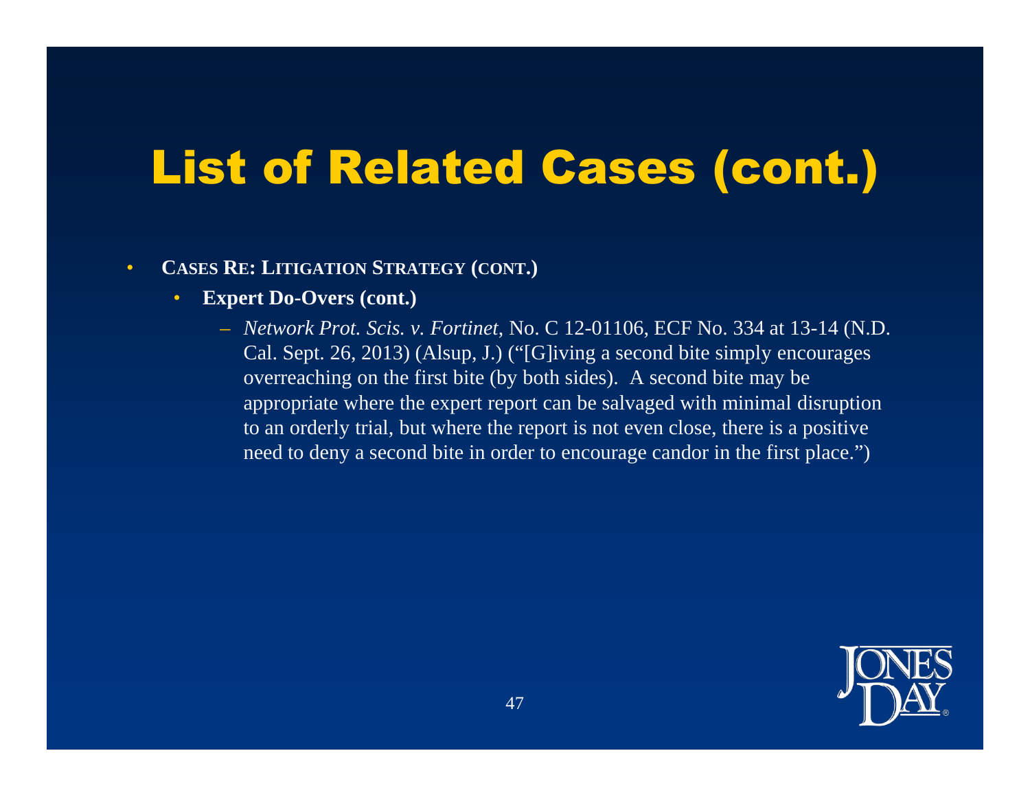# List of Related Cases (cont.)

- **CASES RE: LITIGATION STRATEGY (CONT.)**
  - **Expert Do-Overs (cont.)**
    - *Network Prot. Scis. v. Fortinet*, No. C 12-01106, ECF No. 334 at 13-14 (N.D. Cal. Sept. 26, 2013) (Alsup, J.) ("[G]iving a second bite simply encourages overreaching on the first bite (by both sides). A second bite may be appropriate where the expert report can be salvaged with minimal disruption to an orderly trial, but where the report is not even close, there is a positive need to deny a second bite in order to encourage candor in the first place.")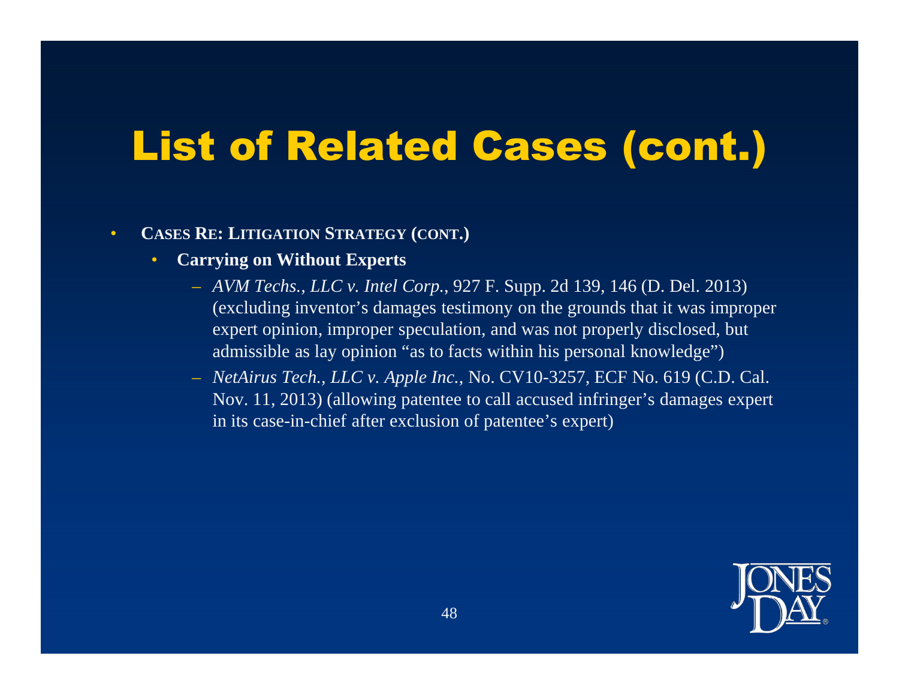# List of Related Cases (cont.)

- **CASES RE: LITIGATION STRATEGY (CONT.)**
  - **Carrying on Without Experts**
    - *AVM Techs., LLC v. Intel Corp.*, 927 F. Supp. 2d 139, 146 (D. Del. 2013) (excluding inventor's damages testimony on the grounds that it was improper expert opinion, improper speculation, and was not properly disclosed, but admissible as lay opinion "as to facts within his personal knowledge")
    - *NetAirus Tech., LLC v. Apple Inc.*, No. CV10-3257, ECF No. 619 (C.D. Cal. Nov. 11, 2013) (allowing patentee to call accused infringer's damages expert in its case-in-chief after exclusion of patentee's expert)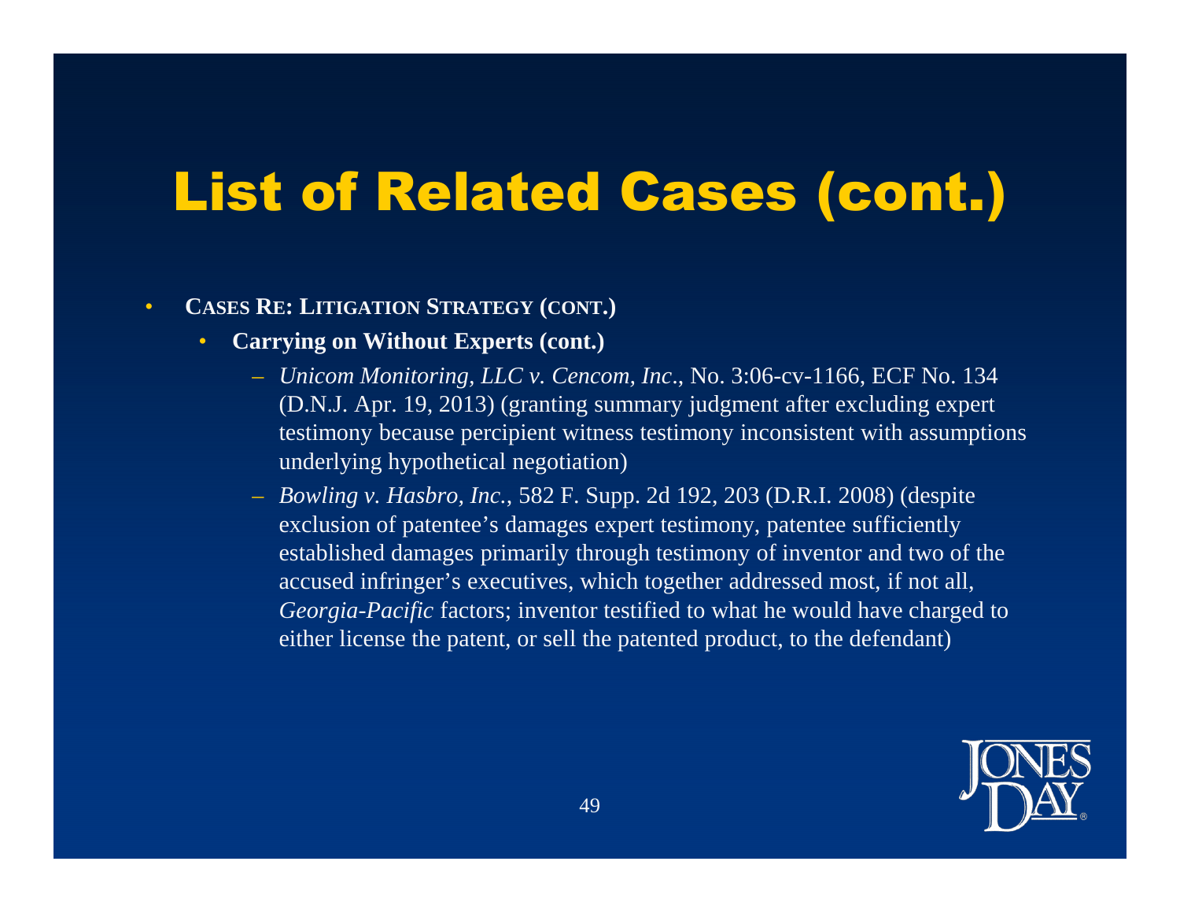# List of Related Cases (cont.)

- **CASES RE: LITIGATION STRATEGY (CONT.)**
  - **Carrying on Without Experts (cont.)**
    - *Unicom Monitoring, LLC v. Cencom, Inc*., No. 3:06-cv-1166, ECF No. 134 (D.N.J. Apr. 19, 2013) (granting summary judgment after excluding expert testimony because percipient witness testimony inconsistent with assumptions underlying hypothetical negotiation)
    - *Bowling v. Hasbro, Inc.*, 582 F. Supp. 2d 192, 203 (D.R.I. 2008) (despite exclusion of patentee's damages expert testimony, patentee sufficiently established damages primarily through testimony of inventor and two of the accused infringer's executives, which together addressed most, if not all, *Georgia-Pacific* factors; inventor testified to what he would have charged to either license the patent, or sell the patented product, to the defendant)